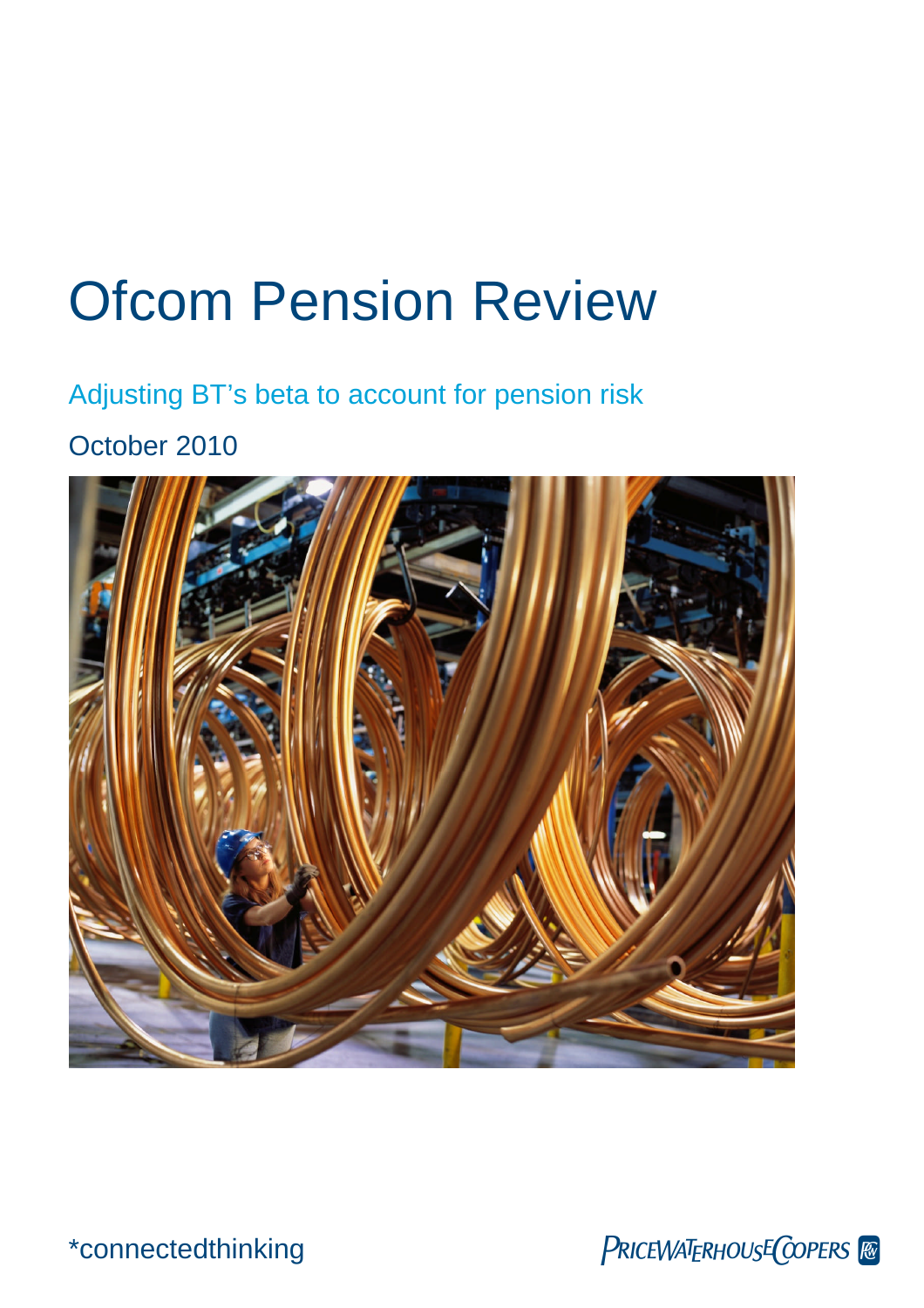# Ofcom Pension Review

Adjusting BT's beta to account for pension risk

October 2010

*connectedthinking

PRICEWATERHOUSECOOPERS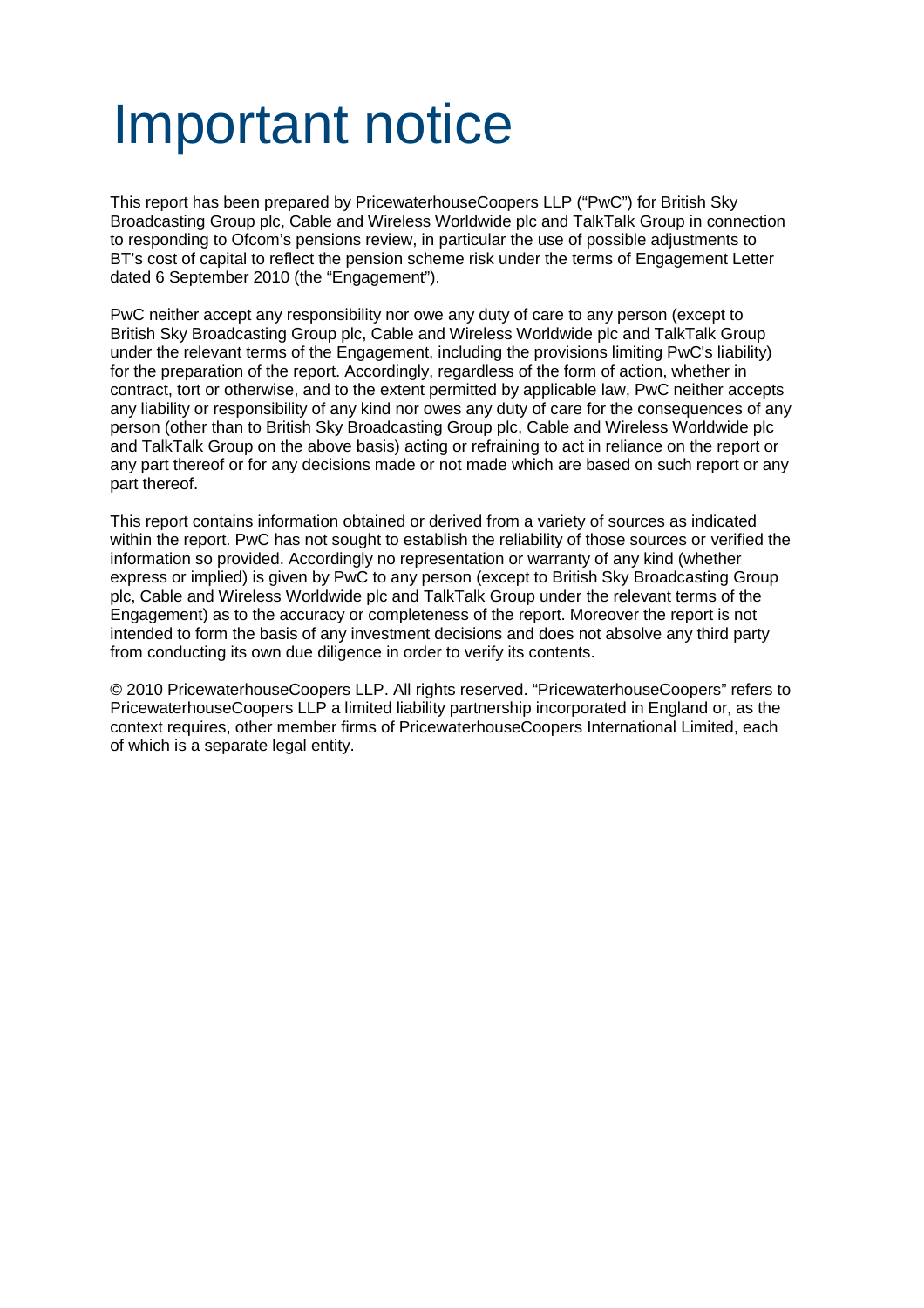# Important notice

This report has been prepared by PricewaterhouseCoopers LLP ("PwC") for British Sky Broadcasting Group plc, Cable and Wireless Worldwide plc and TalkTalk Group in connection to responding to Ofcom's pensions review, in particular the use of possible adjustments to BT's cost of capital to reflect the pension scheme risk under the terms of Engagement Letter dated 6 September 2010 (the "Engagement").

PwC neither accept any responsibility nor owe any duty of care to any person (except to British Sky Broadcasting Group plc, Cable and Wireless Worldwide plc and TalkTalk Group under the relevant terms of the Engagement, including the provisions limiting PwC's liability) for the preparation of the report. Accordingly, regardless of the form of action, whether in contract, tort or otherwise, and to the extent permitted by applicable law, PwC neither accepts any liability or responsibility of any kind nor owes any duty of care for the consequences of any person (other than to British Sky Broadcasting Group plc, Cable and Wireless Worldwide plc and TalkTalk Group on the above basis) acting or refraining to act in reliance on the report or any part thereof or for any decisions made or not made which are based on such report or any part thereof.

This report contains information obtained or derived from a variety of sources as indicated within the report. PwC has not sought to establish the reliability of those sources or verified the information so provided. Accordingly no representation or warranty of any kind (whether express or implied) is given by PwC to any person (except to British Sky Broadcasting Group plc, Cable and Wireless Worldwide plc and TalkTalk Group under the relevant terms of the Engagement) as to the accuracy or completeness of the report. Moreover the report is not intended to form the basis of any investment decisions and does not absolve any third party from conducting its own due diligence in order to verify its contents.

© 2010 PricewaterhouseCoopers LLP. All rights reserved. "PricewaterhouseCoopers" refers to PricewaterhouseCoopers LLP a limited liability partnership incorporated in England or, as the context requires, other member firms of PricewaterhouseCoopers International Limited, each of which is a separate legal entity.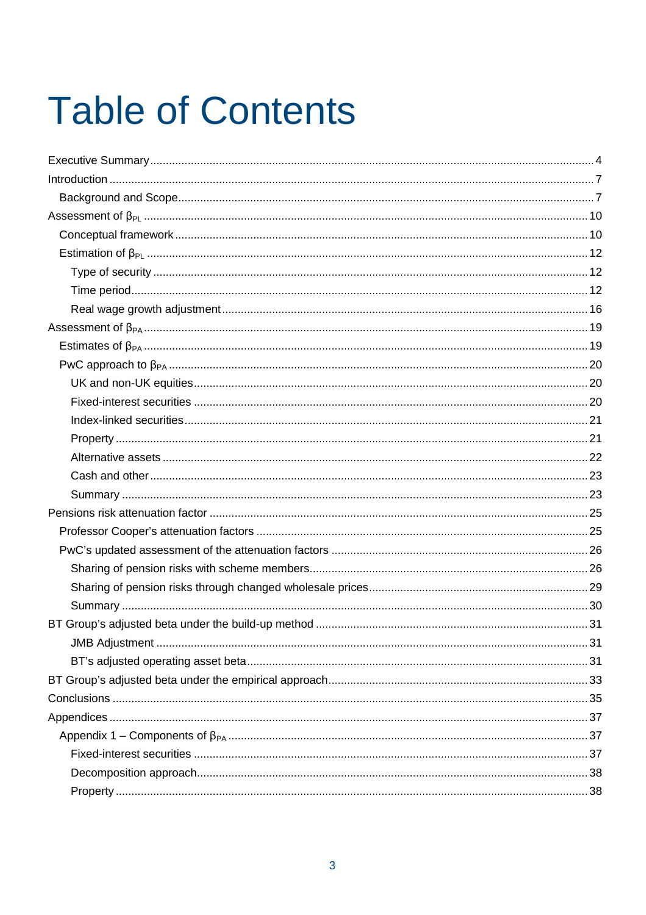# Table of Contents

- Executive Summary ... 4
- Introduction ... 7
  - Background and Scope ... 7
- Assessment of $\beta_{PL}$ ... 10
  - Conceptual framework ... 10
  - Estimation of $\beta_{PL}$ ... 12
    - Type of security ... 12
    - Time period ... 12
    - Real wage growth adjustment ... 16
- Assessment of $\beta_{PA}$ ... 19
  - Estimates of $\beta_{PA}$ ... 19
  - PwC approach to $\beta_{PA}$ ... 20
    - UK and non-UK equities ... 20
    - Fixed-interest securities ... 20
    - Index-linked securities ... 21
    - Property ... 21
    - Alternative assets ... 22
    - Cash and other ... 23
    - Summary ... 23
- Pensions risk attenuation factor ... 25
  - Professor Cooper's attenuation factors ... 25
  - PwC's updated assessment of the attenuation factors ... 26
    - Sharing of pension risks with scheme members ... 26
    - Sharing of pension risks through changed wholesale prices ... 29
    - Summary ... 30
- BT Group's adjusted beta under the build-up method ... 31
    - JMB Adjustment ... 31
    - BT's adjusted operating asset beta ... 31
- BT Group's adjusted beta under the empirical approach ... 33
- Conclusions ... 35
- Appendices ... 37
  - Appendix 1 – Components of $\beta_{PA}$ ... 37
    - Fixed-interest securities ... 37
    - Decomposition approach ... 38
    - Property ... 38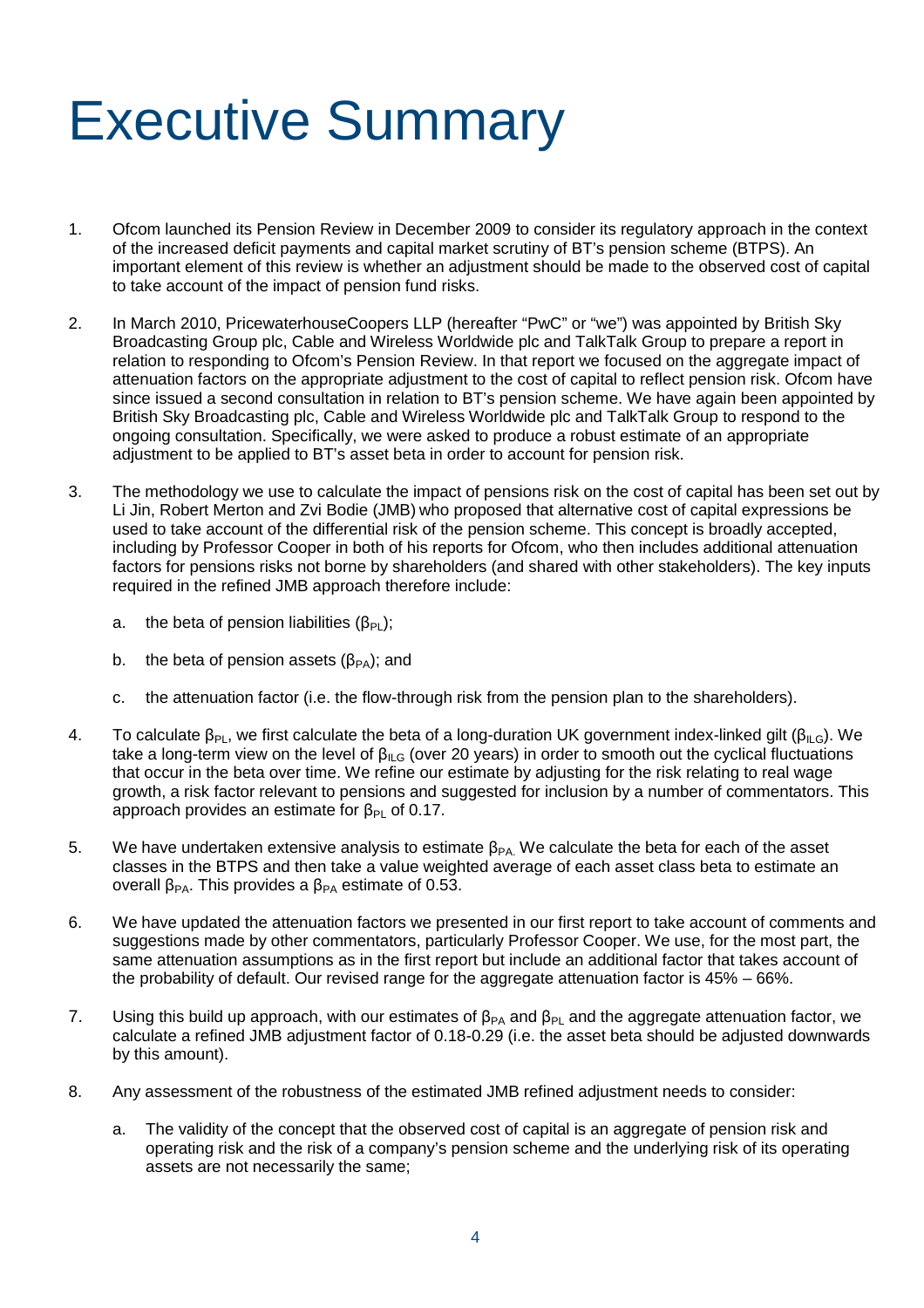# Executive Summary

1. Ofcom launched its Pension Review in December 2009 to consider its regulatory approach in the context of the increased deficit payments and capital market scrutiny of BT's pension scheme (BTPS). An important element of this review is whether an adjustment should be made to the observed cost of capital to take account of the impact of pension fund risks.

2. In March 2010, PricewaterhouseCoopers LLP (hereafter "PwC" or "we") was appointed by British Sky Broadcasting Group plc, Cable and Wireless Worldwide plc and TalkTalk Group to prepare a report in relation to responding to Ofcom's Pension Review. In that report we focused on the aggregate impact of attenuation factors on the appropriate adjustment to the cost of capital to reflect pension risk. Ofcom have since issued a second consultation in relation to BT's pension scheme. We have again been appointed by British Sky Broadcasting plc, Cable and Wireless Worldwide plc and TalkTalk Group to respond to the ongoing consultation. Specifically, we were asked to produce a robust estimate of an appropriate adjustment to be applied to BT's asset beta in order to account for pension risk.

3. The methodology we use to calculate the impact of pensions risk on the cost of capital has been set out by Li Jin, Robert Merton and Zvi Bodie (JMB) who proposed that alternative cost of capital expressions be used to take account of the differential risk of the pension scheme. This concept is broadly accepted, including by Professor Cooper in both of his reports for Ofcom, who then includes additional attenuation factors for pensions risks not borne by shareholders (and shared with other stakeholders). The key inputs required in the refined JMB approach therefore include:

   a. the beta of pension liabilities ($\beta_{PL}$);

   b. the beta of pension assets ($\beta_{PA}$); and

   c. the attenuation factor (i.e. the flow-through risk from the pension plan to the shareholders).

4. To calculate $\beta_{PL}$, we first calculate the beta of a long-duration UK government index-linked gilt ($\beta_{ILG}$). We take a long-term view on the level of $\beta_{ILG}$ (over 20 years) in order to smooth out the cyclical fluctuations that occur in the beta over time. We refine our estimate by adjusting for the risk relating to real wage growth, a risk factor relevant to pensions and suggested for inclusion by a number of commentators. This approach provides an estimate for $\beta_{PL}$ of 0.17.

5. We have undertaken extensive analysis to estimate $\beta_{PA}$. We calculate the beta for each of the asset classes in the BTPS and then take a value weighted average of each asset class beta to estimate an overall $\beta_{PA}$. This provides a $\beta_{PA}$ estimate of 0.53.

6. We have updated the attenuation factors we presented in our first report to take account of comments and suggestions made by other commentators, particularly Professor Cooper. We use, for the most part, the same attenuation assumptions as in the first report but include an additional factor that takes account of the probability of default. Our revised range for the aggregate attenuation factor is 45% – 66%.

7. Using this build up approach, with our estimates of $\beta_{PA}$ and $\beta_{PL}$ and the aggregate attenuation factor, we calculate a refined JMB adjustment factor of 0.18-0.29 (i.e. the asset beta should be adjusted downwards by this amount).

8. Any assessment of the robustness of the estimated JMB refined adjustment needs to consider:

   a. The validity of the concept that the observed cost of capital is an aggregate of pension risk and operating risk and the risk of a company's pension scheme and the underlying risk of its operating assets are not necessarily the same;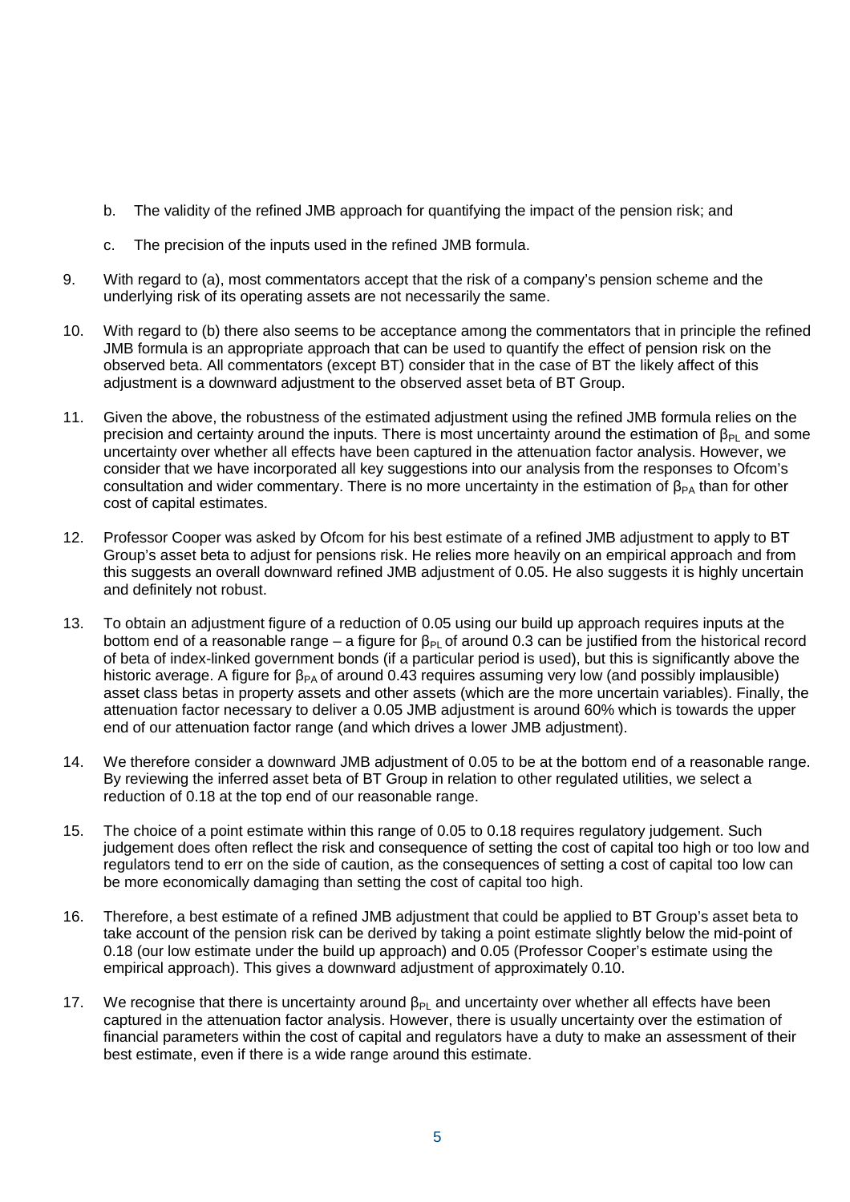b. The validity of the refined JMB approach for quantifying the impact of the pension risk; and

c. The precision of the inputs used in the refined JMB formula.

9. With regard to (a), most commentators accept that the risk of a company's pension scheme and the underlying risk of its operating assets are not necessarily the same.

10. With regard to (b) there also seems to be acceptance among the commentators that in principle the refined JMB formula is an appropriate approach that can be used to quantify the effect of pension risk on the observed beta. All commentators (except BT) consider that in the case of BT the likely affect of this adjustment is a downward adjustment to the observed asset beta of BT Group.

11. Given the above, the robustness of the estimated adjustment using the refined JMB formula relies on the precision and certainty around the inputs. There is most uncertainty around the estimation of $\beta_{PL}$ and some uncertainty over whether all effects have been captured in the attenuation factor analysis. However, we consider that we have incorporated all key suggestions into our analysis from the responses to Ofcom's consultation and wider commentary. There is no more uncertainty in the estimation of $\beta_{PA}$ than for other cost of capital estimates.

12. Professor Cooper was asked by Ofcom for his best estimate of a refined JMB adjustment to apply to BT Group's asset beta to adjust for pensions risk. He relies more heavily on an empirical approach and from this suggests an overall downward refined JMB adjustment of 0.05. He also suggests it is highly uncertain and definitely not robust.

13. To obtain an adjustment figure of a reduction of 0.05 using our build up approach requires inputs at the bottom end of a reasonable range – a figure for $\beta_{PL}$ of around 0.3 can be justified from the historical record of beta of index-linked government bonds (if a particular period is used), but this is significantly above the historic average. A figure for $\beta_{PA}$ of around 0.43 requires assuming very low (and possibly implausible) asset class betas in property assets and other assets (which are the more uncertain variables). Finally, the attenuation factor necessary to deliver a 0.05 JMB adjustment is around 60% which is towards the upper end of our attenuation factor range (and which drives a lower JMB adjustment).

14. We therefore consider a downward JMB adjustment of 0.05 to be at the bottom end of a reasonable range. By reviewing the inferred asset beta of BT Group in relation to other regulated utilities, we select a reduction of 0.18 at the top end of our reasonable range.

15. The choice of a point estimate within this range of 0.05 to 0.18 requires regulatory judgement. Such judgement does often reflect the risk and consequence of setting the cost of capital too high or too low and regulators tend to err on the side of caution, as the consequences of setting a cost of capital too low can be more economically damaging than setting the cost of capital too high.

16. Therefore, a best estimate of a refined JMB adjustment that could be applied to BT Group's asset beta to take account of the pension risk can be derived by taking a point estimate slightly below the mid-point of 0.18 (our low estimate under the build up approach) and 0.05 (Professor Cooper's estimate using the empirical approach). This gives a downward adjustment of approximately 0.10.

17. We recognise that there is uncertainty around $\beta_{PL}$ and uncertainty over whether all effects have been captured in the attenuation factor analysis. However, there is usually uncertainty over the estimation of financial parameters within the cost of capital and regulators have a duty to make an assessment of their best estimate, even if there is a wide range around this estimate.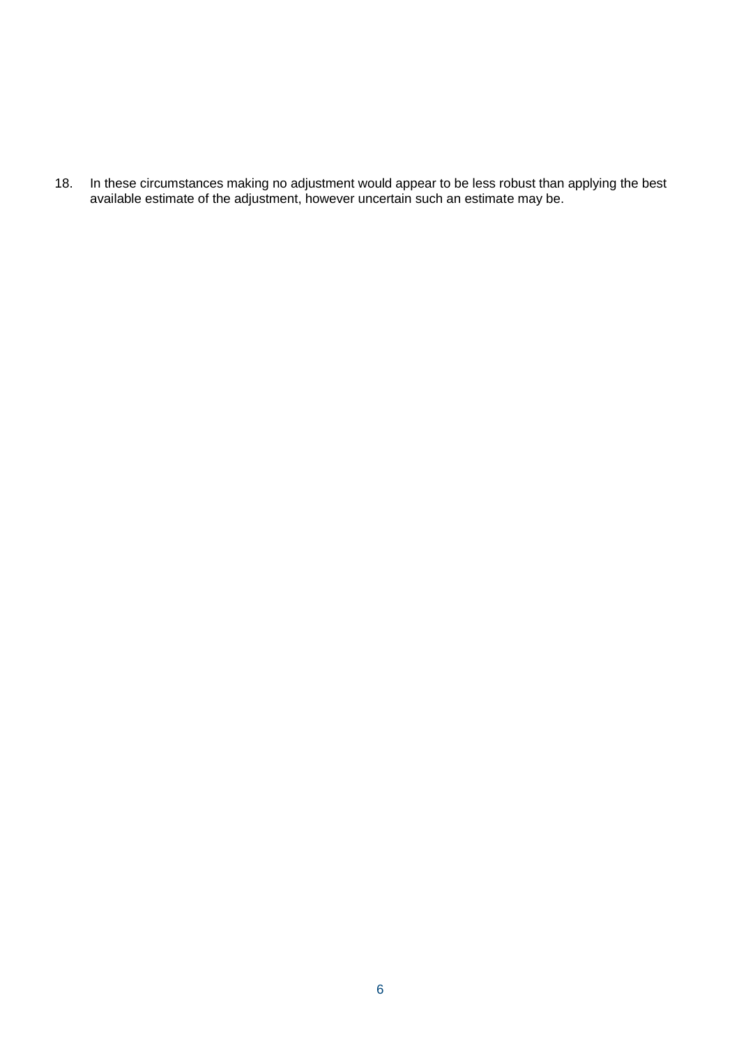18. In these circumstances making no adjustment would appear to be less robust than applying the best available estimate of the adjustment, however uncertain such an estimate may be.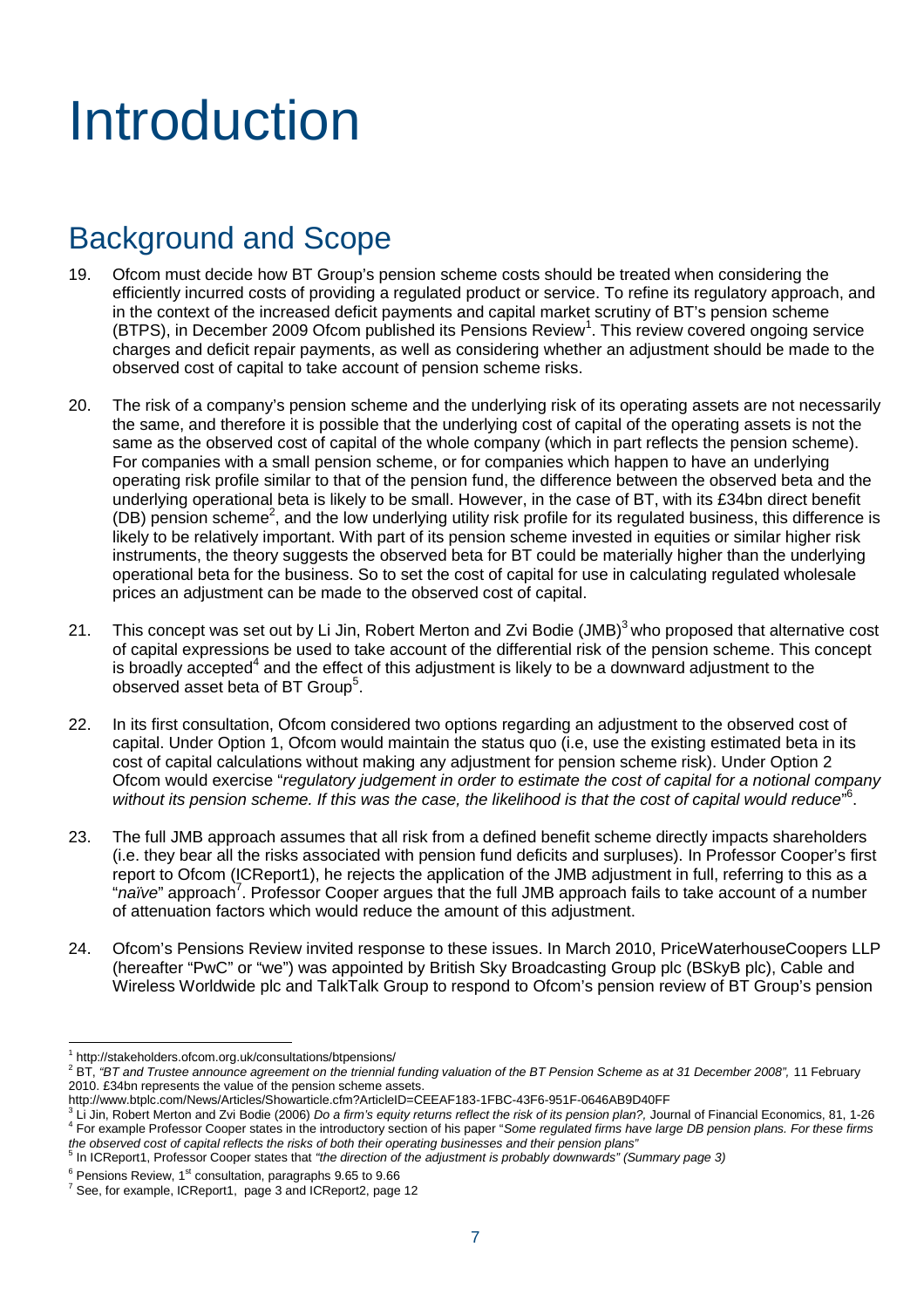# Introduction

## Background and Scope

19. Ofcom must decide how BT Group's pension scheme costs should be treated when considering the efficiently incurred costs of providing a regulated product or service. To refine its regulatory approach, and in the context of the increased deficit payments and capital market scrutiny of BT's pension scheme (BTPS), in December 2009 Ofcom published its Pensions Review[1]. This review covered ongoing service charges and deficit repair payments, as well as considering whether an adjustment should be made to the observed cost of capital to take account of pension scheme risks.

20. The risk of a company's pension scheme and the underlying risk of its operating assets are not necessarily the same, and therefore it is possible that the underlying cost of capital of the operating assets is not the same as the observed cost of capital of the whole company (which in part reflects the pension scheme). For companies with a small pension scheme, or for companies which happen to have an underlying operating risk profile similar to that of the pension fund, the difference between the observed beta and the underlying operational beta is likely to be small. However, in the case of BT, with its £34bn direct benefit (DB) pension scheme[2], and the low underlying utility risk profile for its regulated business, this difference is likely to be relatively important. With part of its pension scheme invested in equities or similar higher risk instruments, the theory suggests the observed beta for BT could be materially higher than the underlying operational beta for the business. So to set the cost of capital for use in calculating regulated wholesale prices an adjustment can be made to the observed cost of capital.

21. This concept was set out by Li Jin, Robert Merton and Zvi Bodie (JMB)[3] who proposed that alternative cost of capital expressions be used to take account of the differential risk of the pension scheme. This concept is broadly accepted[4] and the effect of this adjustment is likely to be a downward adjustment to the observed asset beta of BT Group[5].

22. In its first consultation, Ofcom considered two options regarding an adjustment to the observed cost of capital. Under Option 1, Ofcom would maintain the status quo (i.e, use the existing estimated beta in its cost of capital calculations without making any adjustment for pension scheme risk). Under Option 2 Ofcom would exercise "*regulatory judgement in order to estimate the cost of capital for a notional company without its pension scheme. If this was the case, the likelihood is that the cost of capital would reduce*"[6].

23. The full JMB approach assumes that all risk from a defined benefit scheme directly impacts shareholders (i.e. they bear all the risks associated with pension fund deficits and surpluses). In Professor Cooper's first report to Ofcom (ICReport1), he rejects the application of the JMB adjustment in full, referring to this as a "*naïve*" approach[7]. Professor Cooper argues that the full JMB approach fails to take account of a number of attenuation factors which would reduce the amount of this adjustment.

24. Ofcom's Pensions Review invited response to these issues. In March 2010, PriceWaterhouseCoopers LLP (hereafter "PwC" or "we") was appointed by British Sky Broadcasting Group plc (BSkyB plc), Cable and Wireless Worldwide plc and TalkTalk Group to respond to Ofcom's pension review of BT Group's pension

---

[1] http://stakeholders.ofcom.org.uk/consultations/btpensions/

[2] BT, *"BT and Trustee announce agreement on the triennial funding valuation of the BT Pension Scheme as at 31 December 2008",* 11 February 2010. £34bn represents the value of the pension scheme assets. http://www.btplc.com/News/Articles/Showarticle.cfm?ArticleID=CEEAF183-1FBC-43F6-951F-0646AB9D40FF

[3] Li Jin, Robert Merton and Zvi Bodie (2006) *Do a firm's equity returns reflect the risk of its pension plan?,* Journal of Financial Economics, 81, 1-26

[4] For example Professor Cooper states in the introductory section of his paper "*Some regulated firms have large DB pension plans. For these firms the observed cost of capital reflects the risks of both their operating businesses and their pension plans*"

[5] In ICReport1, Professor Cooper states that *"the direction of the adjustment is probably downwards" (Summary page 3)*

[6] Pensions Review, 1st consultation, paragraphs 9.65 to 9.66

[7] See, for example, ICReport1, page 3 and ICReport2, page 12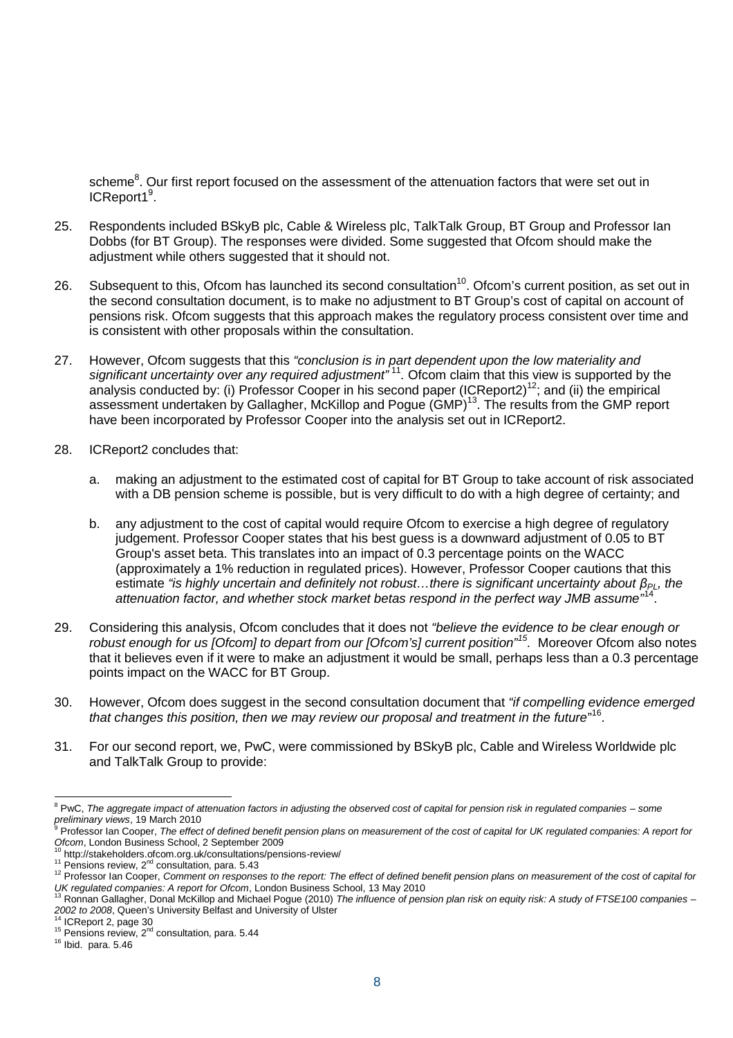scheme[8]. Our first report focused on the assessment of the attenuation factors that were set out in ICReport1[9].

25. Respondents included BSkyB plc, Cable & Wireless plc, TalkTalk Group, BT Group and Professor Ian Dobbs (for BT Group). The responses were divided. Some suggested that Ofcom should make the adjustment while others suggested that it should not.

26. Subsequent to this, Ofcom has launched its second consultation[10]. Ofcom's current position, as set out in the second consultation document, is to make no adjustment to BT Group's cost of capital on account of pensions risk. Ofcom suggests that this approach makes the regulatory process consistent over time and is consistent with other proposals within the consultation.

27. However, Ofcom suggests that this *"conclusion is in part dependent upon the low materiality and significant uncertainty over any required adjustment"*[11]. Ofcom claim that this view is supported by the analysis conducted by: (i) Professor Cooper in his second paper (ICReport2)[12]; and (ii) the empirical assessment undertaken by Gallagher, McKillop and Pogue (GMP)[13]. The results from the GMP report have been incorporated by Professor Cooper into the analysis set out in ICReport2.

28. ICReport2 concludes that:

    a. making an adjustment to the estimated cost of capital for BT Group to take account of risk associated with a DB pension scheme is possible, but is very difficult to do with a high degree of certainty; and

    b. any adjustment to the cost of capital would require Ofcom to exercise a high degree of regulatory judgement. Professor Cooper states that his best guess is a downward adjustment of 0.05 to BT Group's asset beta. This translates into an impact of 0.3 percentage points on the WACC (approximately a 1% reduction in regulated prices). However, Professor Cooper cautions that this estimate *"is highly uncertain and definitely not robust…there is significant uncertainty about $\beta_{PL}$, the attenuation factor, and whether stock market betas respond in the perfect way JMB assume"*[14].

29. Considering this analysis, Ofcom concludes that it does not *"believe the evidence to be clear enough or robust enough for us [Ofcom] to depart from our [Ofcom's] current position"*[15]. Moreover Ofcom also notes that it believes even if it were to make an adjustment it would be small, perhaps less than a 0.3 percentage points impact on the WACC for BT Group.

30. However, Ofcom does suggest in the second consultation document that *"if compelling evidence emerged that changes this position, then we may review our proposal and treatment in the future"*[16].

31. For our second report, we, PwC, were commissioned by BSkyB plc, Cable and Wireless Worldwide plc and TalkTalk Group to provide:

---

[8] PwC, *The aggregate impact of attenuation factors in adjusting the observed cost of capital for pension risk in regulated companies – some preliminary views*, 19 March 2010

[9] Professor Ian Cooper, *The effect of defined benefit pension plans on measurement of the cost of capital for UK regulated companies: A report for Ofcom*, London Business School, 2 September 2009

[10] http://stakeholders.ofcom.org.uk/consultations/pensions-review/

[11] Pensions review, 2nd consultation, para. 5.43

[12] Professor Ian Cooper, *Comment on responses to the report: The effect of defined benefit pension plans on measurement of the cost of capital for UK regulated companies: A report for Ofcom*, London Business School, 13 May 2010

[13] Ronnan Gallagher, Donal McKillop and Michael Pogue (2010) *The influence of pension plan risk on equity risk: A study of FTSE100 companies – 2002 to 2008*, Queen's University Belfast and University of Ulster

[14] ICReport 2, page 30

[15] Pensions review, 2nd consultation, para. 5.44

[16] Ibid. para. 5.46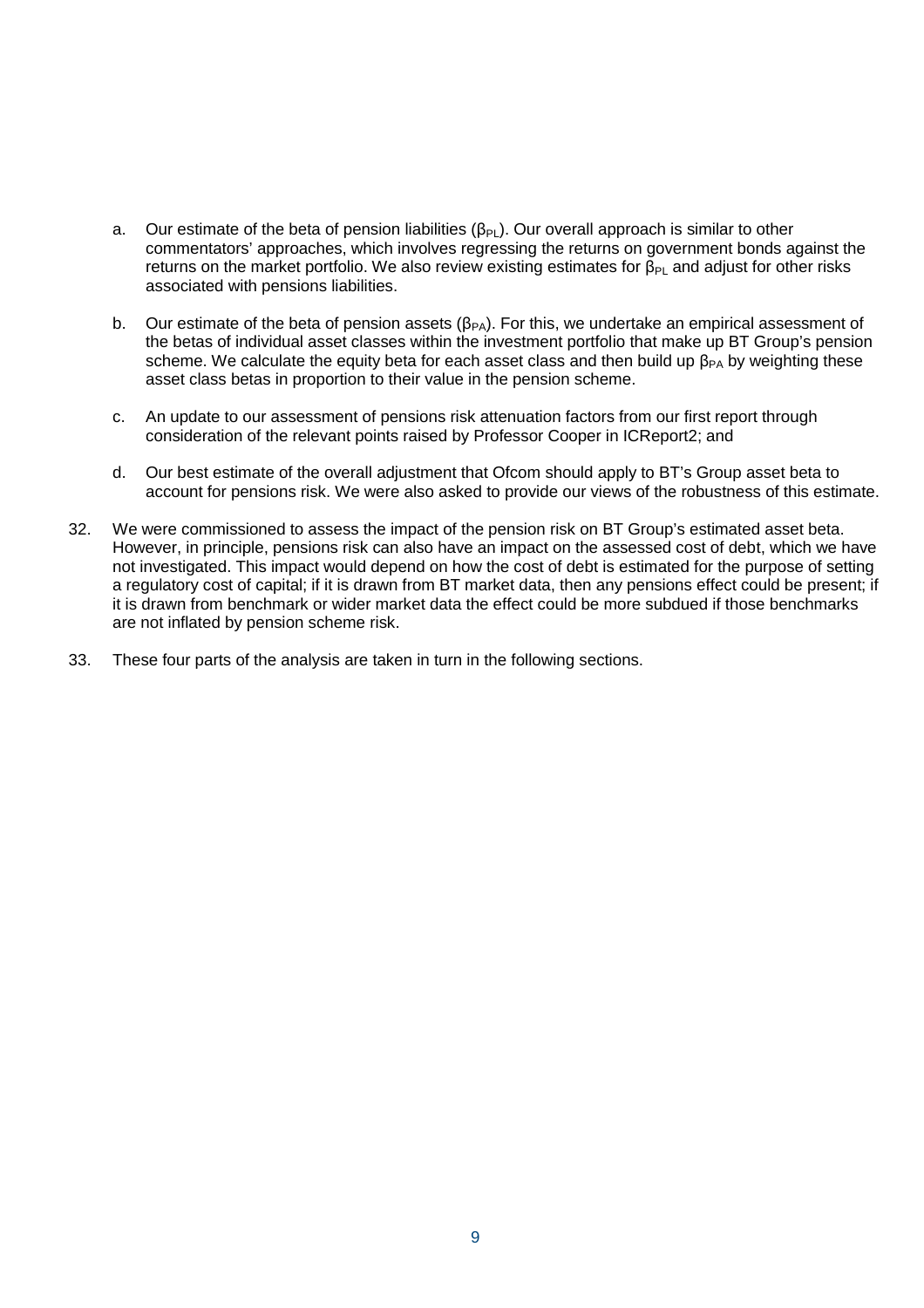a. Our estimate of the beta of pension liabilities ($\beta_{PL}$). Our overall approach is similar to other commentators' approaches, which involves regressing the returns on government bonds against the returns on the market portfolio. We also review existing estimates for $\beta_{PL}$ and adjust for other risks associated with pensions liabilities.

b. Our estimate of the beta of pension assets ($\beta_{PA}$). For this, we undertake an empirical assessment of the betas of individual asset classes within the investment portfolio that make up BT Group's pension scheme. We calculate the equity beta for each asset class and then build up $\beta_{PA}$ by weighting these asset class betas in proportion to their value in the pension scheme.

c. An update to our assessment of pensions risk attenuation factors from our first report through consideration of the relevant points raised by Professor Cooper in ICReport2; and

d. Our best estimate of the overall adjustment that Ofcom should apply to BT's Group asset beta to account for pensions risk. We were also asked to provide our views of the robustness of this estimate.

32. We were commissioned to assess the impact of the pension risk on BT Group's estimated asset beta. However, in principle, pensions risk can also have an impact on the assessed cost of debt, which we have not investigated. This impact would depend on how the cost of debt is estimated for the purpose of setting a regulatory cost of capital; if it is drawn from BT market data, then any pensions effect could be present; if it is drawn from benchmark or wider market data the effect could be more subdued if those benchmarks are not inflated by pension scheme risk.

33. These four parts of the analysis are taken in turn in the following sections.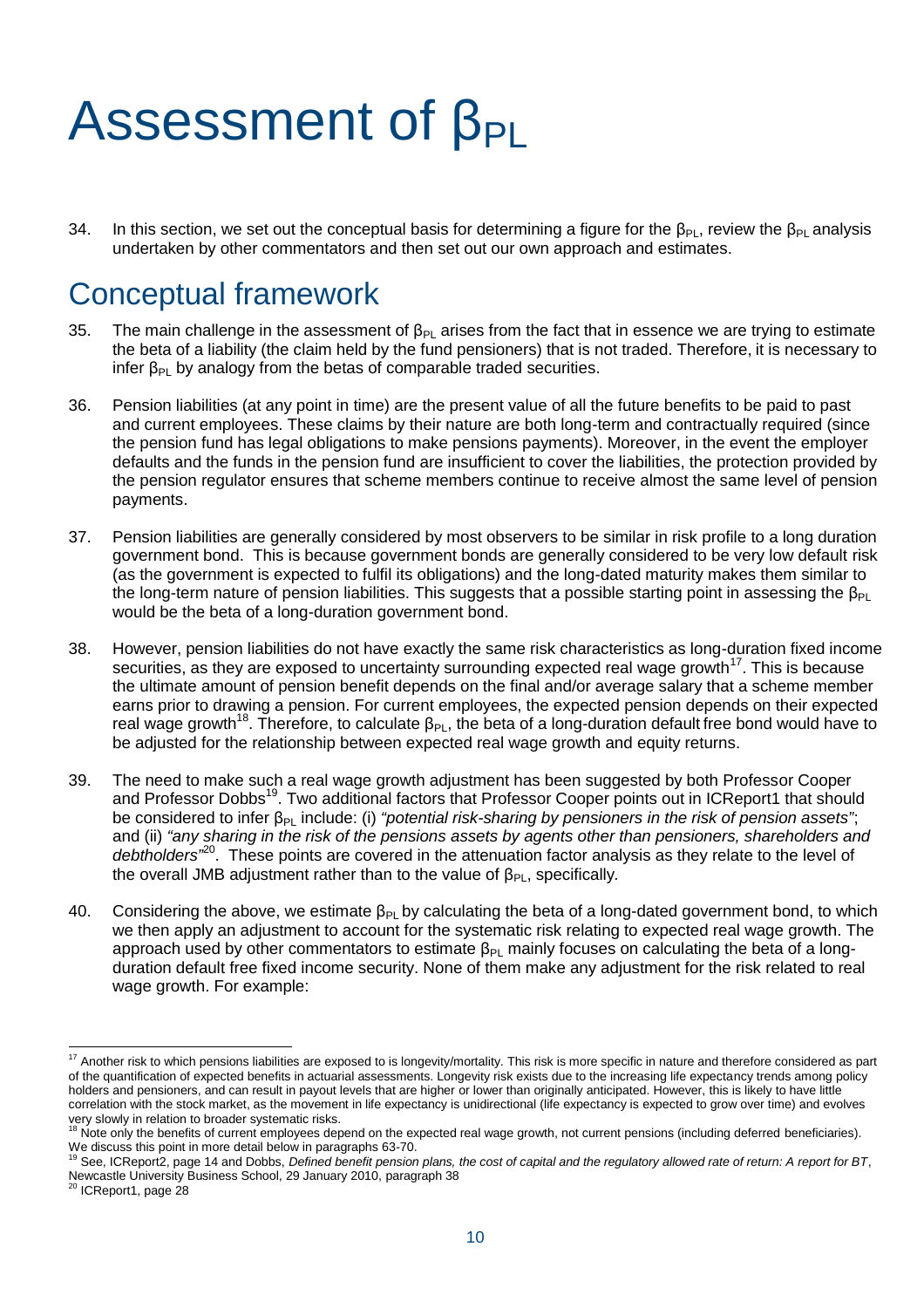# Assessment of $\beta_{PL}$

34. In this section, we set out the conceptual basis for determining a figure for the $\beta_{PL}$, review the $\beta_{PL}$ analysis undertaken by other commentators and then set out our own approach and estimates.

## Conceptual framework

35. The main challenge in the assessment of $\beta_{PL}$ arises from the fact that in essence we are trying to estimate the beta of a liability (the claim held by the fund pensioners) that is not traded. Therefore, it is necessary to infer $\beta_{PL}$ by analogy from the betas of comparable traded securities.

36. Pension liabilities (at any point in time) are the present value of all the future benefits to be paid to past and current employees. These claims by their nature are both long-term and contractually required (since the pension fund has legal obligations to make pensions payments). Moreover, in the event the employer defaults and the funds in the pension fund are insufficient to cover the liabilities, the protection provided by the pension regulator ensures that scheme members continue to receive almost the same level of pension payments.

37. Pension liabilities are generally considered by most observers to be similar in risk profile to a long duration government bond. This is because government bonds are generally considered to be very low default risk (as the government is expected to fulfil its obligations) and the long-dated maturity makes them similar to the long-term nature of pension liabilities. This suggests that a possible starting point in assessing the $\beta_{PL}$ would be the beta of a long-duration government bond.

38. However, pension liabilities do not have exactly the same risk characteristics as long-duration fixed income securities, as they are exposed to uncertainty surrounding expected real wage growth[17]. This is because the ultimate amount of pension benefit depends on the final and/or average salary that a scheme member earns prior to drawing a pension. For current employees, the expected pension depends on their expected real wage growth[18]. Therefore, to calculate $\beta_{PL}$, the beta of a long-duration default free bond would have to be adjusted for the relationship between expected real wage growth and equity returns.

39. The need to make such a real wage growth adjustment has been suggested by both Professor Cooper and Professor Dobbs[19]. Two additional factors that Professor Cooper points out in ICReport1 that should be considered to infer $\beta_{PL}$ include: (i) *"potential risk-sharing by pensioners in the risk of pension assets"*; and (ii) *"any sharing in the risk of the pensions assets by agents other than pensioners, shareholders and debtholders"*[20]. These points are covered in the attenuation factor analysis as they relate to the level of the overall JMB adjustment rather than to the value of $\beta_{PL}$, specifically.

40. Considering the above, we estimate $\beta_{PL}$ by calculating the beta of a long-dated government bond, to which we then apply an adjustment to account for the systematic risk relating to expected real wage growth. The approach used by other commentators to estimate $\beta_{PL}$ mainly focuses on calculating the beta of a long-duration default free fixed income security. None of them make any adjustment for the risk related to real wage growth. For example:

---

[17] Another risk to which pensions liabilities are exposed to is longevity/mortality. This risk is more specific in nature and therefore considered as part of the quantification of expected benefits in actuarial assessments. Longevity risk exists due to the increasing life expectancy trends among policy holders and pensioners, and can result in payout levels that are higher or lower than originally anticipated. However, this is likely to have little correlation with the stock market, as the movement in life expectancy is unidirectional (life expectancy is expected to grow over time) and evolves very slowly in relation to broader systematic risks.

[18] Note only the benefits of current employees depend on the expected real wage growth, not current pensions (including deferred beneficiaries). We discuss this point in more detail below in paragraphs 63-70.

[19] See, ICReport2, page 14 and Dobbs, *Defined benefit pension plans, the cost of capital and the regulatory allowed rate of return: A report for BT*, Newcastle University Business School, 29 January 2010, paragraph 38

[20] ICReport1, page 28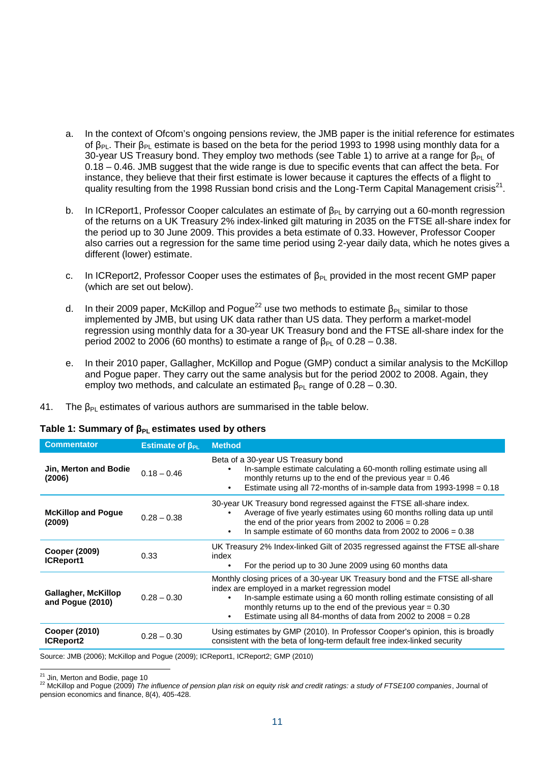a. In the context of Ofcom's ongoing pensions review, the JMB paper is the initial reference for estimates of $\beta_{PL}$. Their $\beta_{PL}$ estimate is based on the beta for the period 1993 to 1998 using monthly data for a 30-year US Treasury bond. They employ two methods (see Table 1) to arrive at a range for $\beta_{PL}$ of 0.18 – 0.46. JMB suggest that the wide range is due to specific events that can affect the beta. For instance, they believe that their first estimate is lower because it captures the effects of a flight to quality resulting from the 1998 Russian bond crisis and the Long-Term Capital Management crisis[21].

b. In ICReport1, Professor Cooper calculates an estimate of $\beta_{PL}$ by carrying out a 60-month regression of the returns on a UK Treasury 2% index-linked gilt maturing in 2035 on the FTSE all-share index for the period up to 30 June 2009. This provides a beta estimate of 0.33. However, Professor Cooper also carries out a regression for the same time period using 2-year daily data, which he notes gives a different (lower) estimate.

c. In ICReport2, Professor Cooper uses the estimates of $\beta_{PL}$ provided in the most recent GMP paper (which are set out below).

d. In their 2009 paper, McKillop and Pogue[22] use two methods to estimate $\beta_{PL}$ similar to those implemented by JMB, but using UK data rather than US data. They perform a market-model regression using monthly data for a 30-year UK Treasury bond and the FTSE all-share index for the period 2002 to 2006 (60 months) to estimate a range of $\beta_{PL}$ of 0.28 – 0.38.

e. In their 2010 paper, Gallagher, McKillop and Pogue (GMP) conduct a similar analysis to the McKillop and Pogue paper. They carry out the same analysis but for the period 2002 to 2008. Again, they employ two methods, and calculate an estimated $\beta_{PL}$ range of 0.28 – 0.30.

41. The $\beta_{PL}$ estimates of various authors are summarised in the table below.

**Table 1: Summary of $\beta_{PL}$ estimates used by others**

| Commentator | Estimate of $\beta_{PL}$ | Method |
|---|---|---|
| **Jin, Merton and Bodie (2006)** | 0.18 – 0.46 | Beta of a 30-year US Treasury bond<br>• In-sample estimate calculating a 60-month rolling estimate using all monthly returns up to the end of the previous year = 0.46<br>• Estimate using all 72-months of in-sample data from 1993-1998 = 0.18 |
| **McKillop and Pogue (2009)** | 0.28 – 0.38 | 30-year UK Treasury bond regressed against the FTSE all-share index.<br>• Average of five yearly estimates using 60 months rolling data up until the end of the prior years from 2002 to 2006 = 0.28<br>• In sample estimate of 60 months data from 2002 to 2006 = 0.38 |
| **Cooper (2009) ICReport1** | 0.33 | UK Treasury 2% Index-linked Gilt of 2035 regressed against the FTSE all-share index<br>• For the period up to 30 June 2009 using 60 months data |
| **Gallagher, McKillop and Pogue (2010)** | 0.28 – 0.30 | Monthly closing prices of a 30-year UK Treasury bond and the FTSE all-share index are employed in a market regression model<br>• In-sample estimate using a 60 month rolling estimate consisting of all monthly returns up to the end of the previous year = 0.30<br>• Estimate using all 84-months of data from 2002 to 2008 = 0.28 |
| **Cooper (2010) ICReport2** | 0.28 – 0.30 | Using estimates by GMP (2010). In Professor Cooper's opinion, this is broadly consistent with the beta of long-term default free index-linked security |

Source: JMB (2006); McKillop and Pogue (2009); ICReport1, ICReport2; GMP (2010)

[21] Jin, Merton and Bodie, page 10

[22] McKillop and Pogue (2009) *The influence of pension plan risk on equity risk and credit ratings: a study of FTSE100 companies*, Journal of pension economics and finance, 8(4), 405-428.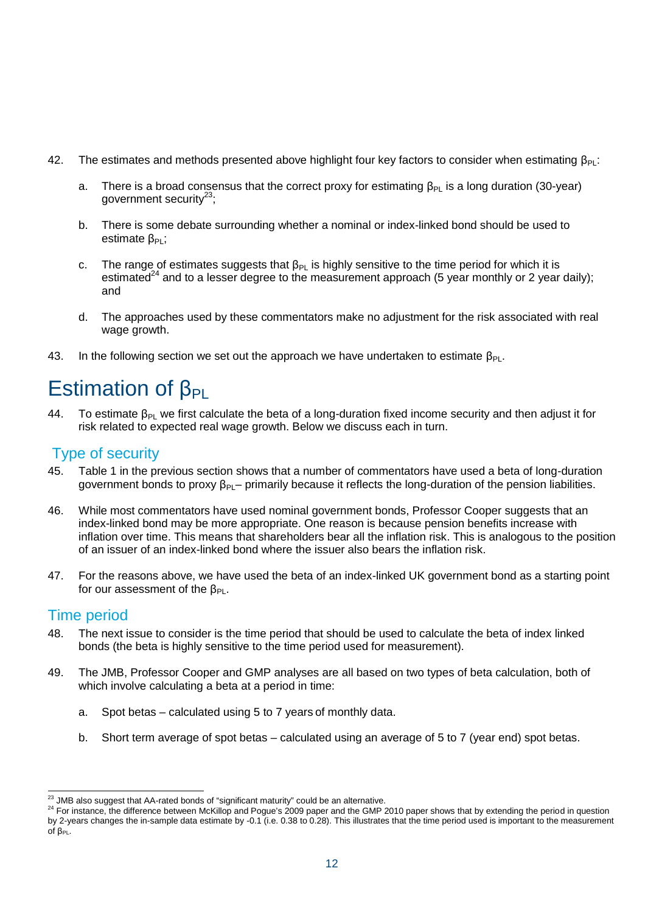42. The estimates and methods presented above highlight four key factors to consider when estimating $\beta_{PL}$:

    a. There is a broad consensus that the correct proxy for estimating $\beta_{PL}$ is a long duration (30-year) government security[23];

    b. There is some debate surrounding whether a nominal or index-linked bond should be used to estimate $\beta_{PL}$;

    c. The range of estimates suggests that $\beta_{PL}$ is highly sensitive to the time period for which it is estimated[24] and to a lesser degree to the measurement approach (5 year monthly or 2 year daily); and

    d. The approaches used by these commentators make no adjustment for the risk associated with real wage growth.

43. In the following section we set out the approach we have undertaken to estimate $\beta_{PL}$.

# Estimation of $\beta_{PL}$

44. To estimate $\beta_{PL}$ we first calculate the beta of a long-duration fixed income security and then adjust it for risk related to expected real wage growth. Below we discuss each in turn.

## Type of security

45. Table 1 in the previous section shows that a number of commentators have used a beta of long-duration government bonds to proxy $\beta_{PL}$– primarily because it reflects the long-duration of the pension liabilities.

46. While most commentators have used nominal government bonds, Professor Cooper suggests that an index-linked bond may be more appropriate. One reason is because pension benefits increase with inflation over time. This means that shareholders bear all the inflation risk. This is analogous to the position of an issuer of an index-linked bond where the issuer also bears the inflation risk.

47. For the reasons above, we have used the beta of an index-linked UK government bond as a starting point for our assessment of the $\beta_{PL}$.

## Time period

48. The next issue to consider is the time period that should be used to calculate the beta of index linked bonds (the beta is highly sensitive to the time period used for measurement).

49. The JMB, Professor Cooper and GMP analyses are all based on two types of beta calculation, both of which involve calculating a beta at a period in time:

    a. Spot betas – calculated using 5 to 7 years of monthly data.

    b. Short term average of spot betas – calculated using an average of 5 to 7 (year end) spot betas.

---

[23] JMB also suggest that AA-rated bonds of "significant maturity" could be an alternative.

[24] For instance, the difference between McKillop and Pogue's 2009 paper and the GMP 2010 paper shows that by extending the period in question by 2-years changes the in-sample data estimate by -0.1 (i.e. 0.38 to 0.28). This illustrates that the time period used is important to the measurement of $\beta_{PL}$.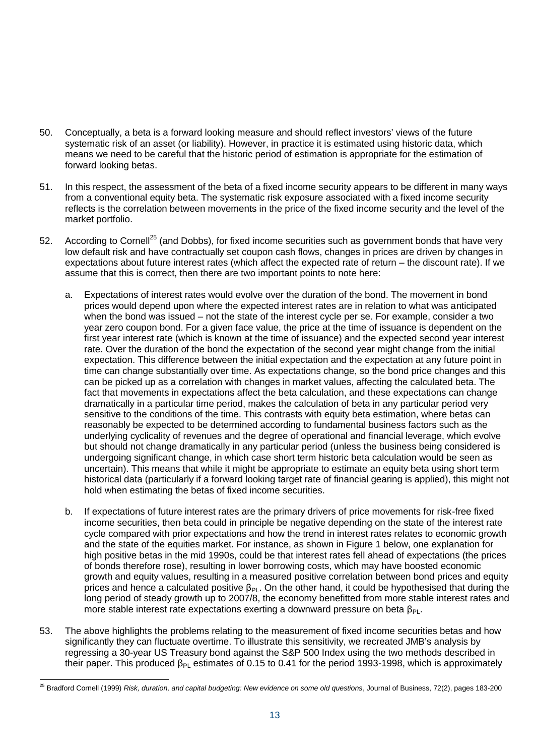50. Conceptually, a beta is a forward looking measure and should reflect investors' views of the future systematic risk of an asset (or liability). However, in practice it is estimated using historic data, which means we need to be careful that the historic period of estimation is appropriate for the estimation of forward looking betas.

51. In this respect, the assessment of the beta of a fixed income security appears to be different in many ways from a conventional equity beta. The systematic risk exposure associated with a fixed income security reflects is the correlation between movements in the price of the fixed income security and the level of the market portfolio.

52. According to Cornell[25] (and Dobbs), for fixed income securities such as government bonds that have very low default risk and have contractually set coupon cash flows, changes in prices are driven by changes in expectations about future interest rates (which affect the expected rate of return – the discount rate). If we assume that this is correct, then there are two important points to note here:

    a. Expectations of interest rates would evolve over the duration of the bond. The movement in bond prices would depend upon where the expected interest rates are in relation to what was anticipated when the bond was issued – not the state of the interest cycle per se. For example, consider a two year zero coupon bond. For a given face value, the price at the time of issuance is dependent on the first year interest rate (which is known at the time of issuance) and the expected second year interest rate. Over the duration of the bond the expectation of the second year might change from the initial expectation. This difference between the initial expectation and the expectation at any future point in time can change substantially over time. As expectations change, so the bond price changes and this can be picked up as a correlation with changes in market values, affecting the calculated beta. The fact that movements in expectations affect the beta calculation, and these expectations can change dramatically in a particular time period, makes the calculation of beta in any particular period very sensitive to the conditions of the time. This contrasts with equity beta estimation, where betas can reasonably be expected to be determined according to fundamental business factors such as the underlying cyclicality of revenues and the degree of operational and financial leverage, which evolve but should not change dramatically in any particular period (unless the business being considered is undergoing significant change, in which case short term historic beta calculation would be seen as uncertain). This means that while it might be appropriate to estimate an equity beta using short term historical data (particularly if a forward looking target rate of financial gearing is applied), this might not hold when estimating the betas of fixed income securities.

    b. If expectations of future interest rates are the primary drivers of price movements for risk-free fixed income securities, then beta could in principle be negative depending on the state of the interest rate cycle compared with prior expectations and how the trend in interest rates relates to economic growth and the state of the equities market. For instance, as shown in Figure 1 below, one explanation for high positive betas in the mid 1990s, could be that interest rates fell ahead of expectations (the prices of bonds therefore rose), resulting in lower borrowing costs, which may have boosted economic growth and equity values, resulting in a measured positive correlation between bond prices and equity prices and hence a calculated positive $\beta_{PL}$. On the other hand, it could be hypothesised that during the long period of steady growth up to 2007/8, the economy benefitted from more stable interest rates and more stable interest rate expectations exerting a downward pressure on beta $\beta_{PL}$.

53. The above highlights the problems relating to the measurement of fixed income securities betas and how significantly they can fluctuate overtime. To illustrate this sensitivity, we recreated JMB's analysis by regressing a 30-year US Treasury bond against the S&P 500 Index using the two methods described in their paper. This produced $\beta_{PL}$ estimates of 0.15 to 0.41 for the period 1993-1998, which is approximately

[25] Bradford Cornell (1999) *Risk, duration, and capital budgeting: New evidence on some old questions*, Journal of Business, 72(2), pages 183-200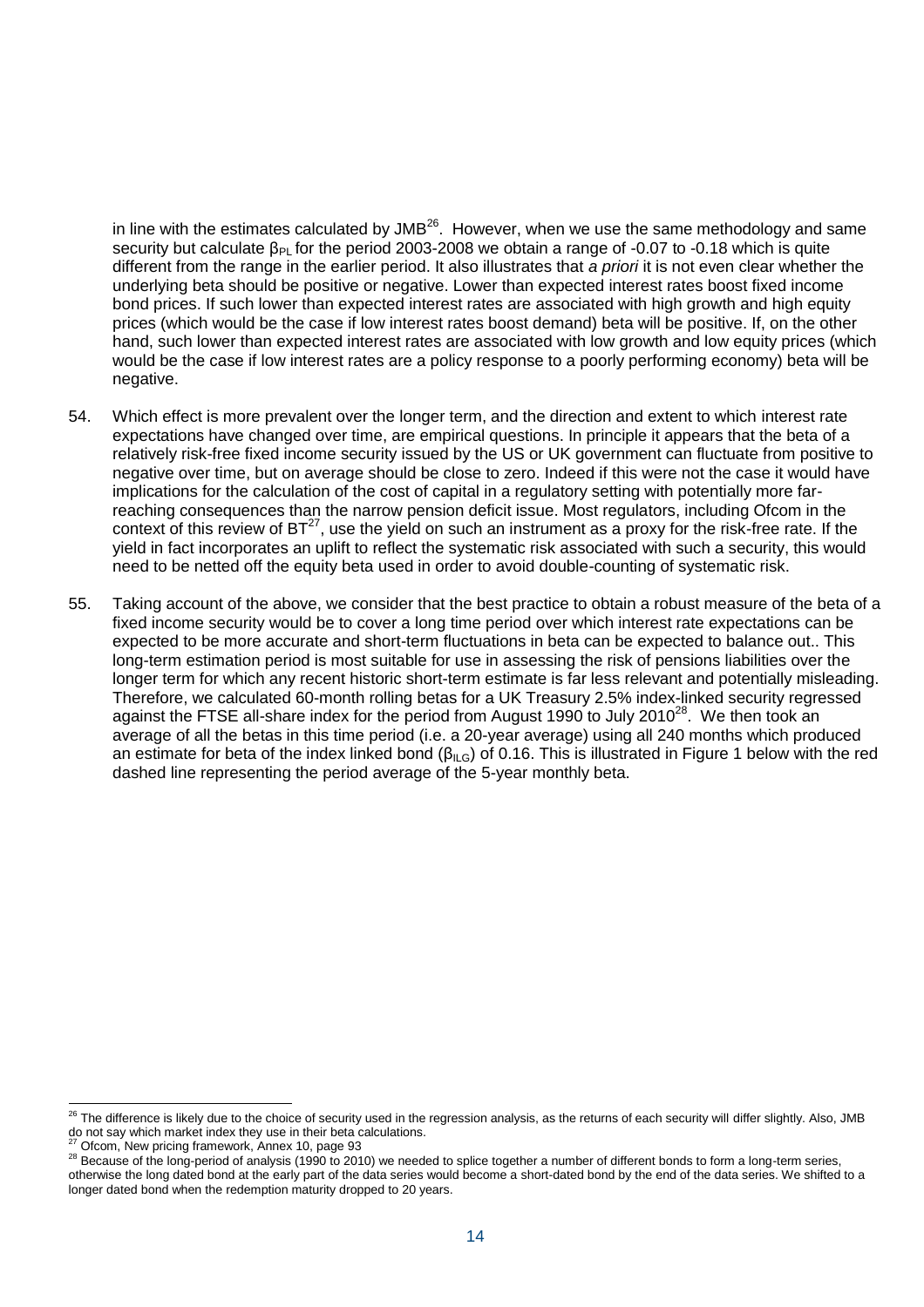in line with the estimates calculated by JMB[26]. However, when we use the same methodology and same security but calculate $\beta_{PL}$ for the period 2003-2008 we obtain a range of -0.07 to -0.18 which is quite different from the range in the earlier period. It also illustrates that *a priori* it is not even clear whether the underlying beta should be positive or negative. Lower than expected interest rates boost fixed income bond prices. If such lower than expected interest rates are associated with high growth and high equity prices (which would be the case if low interest rates boost demand) beta will be positive. If, on the other hand, such lower than expected interest rates are associated with low growth and low equity prices (which would be the case if low interest rates are a policy response to a poorly performing economy) beta will be negative.

54. Which effect is more prevalent over the longer term, and the direction and extent to which interest rate expectations have changed over time, are empirical questions. In principle it appears that the beta of a relatively risk-free fixed income security issued by the US or UK government can fluctuate from positive to negative over time, but on average should be close to zero. Indeed if this were not the case it would have implications for the calculation of the cost of capital in a regulatory setting with potentially more far-reaching consequences than the narrow pension deficit issue. Most regulators, including Ofcom in the context of this review of BT[27], use the yield on such an instrument as a proxy for the risk-free rate. If the yield in fact incorporates an uplift to reflect the systematic risk associated with such a security, this would need to be netted off the equity beta used in order to avoid double-counting of systematic risk.

55. Taking account of the above, we consider that the best practice to obtain a robust measure of the beta of a fixed income security would be to cover a long time period over which interest rate expectations can be expected to be more accurate and short-term fluctuations in beta can be expected to balance out.. This long-term estimation period is most suitable for use in assessing the risk of pensions liabilities over the longer term for which any recent historic short-term estimate is far less relevant and potentially misleading. Therefore, we calculated 60-month rolling betas for a UK Treasury 2.5% index-linked security regressed against the FTSE all-share index for the period from August 1990 to July 2010[28]. We then took an average of all the betas in this time period (i.e. a 20-year average) using all 240 months which produced an estimate for beta of the index linked bond ($\beta_{ILG}$) of 0.16. This is illustrated in Figure 1 below with the red dashed line representing the period average of the 5-year monthly beta.

---

[26] The difference is likely due to the choice of security used in the regression analysis, as the returns of each security will differ slightly. Also, JMB do not say which market index they use in their beta calculations.

[27] Ofcom, New pricing framework, Annex 10, page 93

[28] Because of the long-period of analysis (1990 to 2010) we needed to splice together a number of different bonds to form a long-term series, otherwise the long dated bond at the early part of the data series would become a short-dated bond by the end of the data series. We shifted to a longer dated bond when the redemption maturity dropped to 20 years.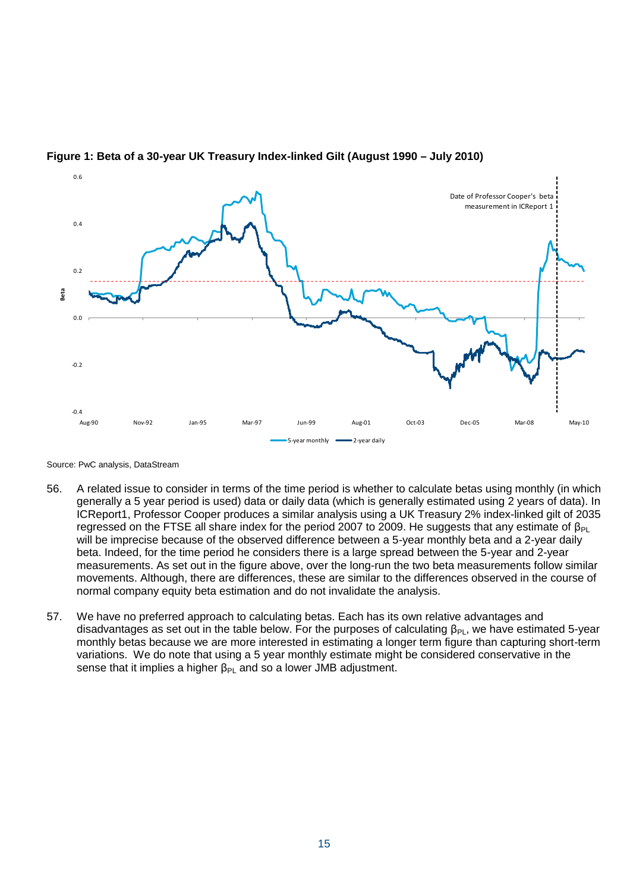**Figure 1: Beta of a 30-year UK Treasury Index-linked Gilt (August 1990 – July 2010)**

Source: PwC analysis, DataStream

56. A related issue to consider in terms of the time period is whether to calculate betas using monthly (in which generally a 5 year period is used) data or daily data (which is generally estimated using 2 years of data). In ICReport1, Professor Cooper produces a similar analysis using a UK Treasury 2% index-linked gilt of 2035 regressed on the FTSE all share index for the period 2007 to 2009. He suggests that any estimate of $\beta_{PL}$ will be imprecise because of the observed difference between a 5-year monthly beta and a 2-year daily beta. Indeed, for the time period he considers there is a large spread between the 5-year and 2-year measurements. As set out in the figure above, over the long-run the two beta measurements follow similar movements. Although, there are differences, these are similar to the differences observed in the course of normal company equity beta estimation and do not invalidate the analysis.

57. We have no preferred approach to calculating betas. Each has its own relative advantages and disadvantages as set out in the table below. For the purposes of calculating $\beta_{PL}$, we have estimated 5-year monthly betas because we are more interested in estimating a longer term figure than capturing short-term variations. We do note that using a 5 year monthly estimate might be considered conservative in the sense that it implies a higher $\beta_{PL}$ and so a lower JMB adjustment.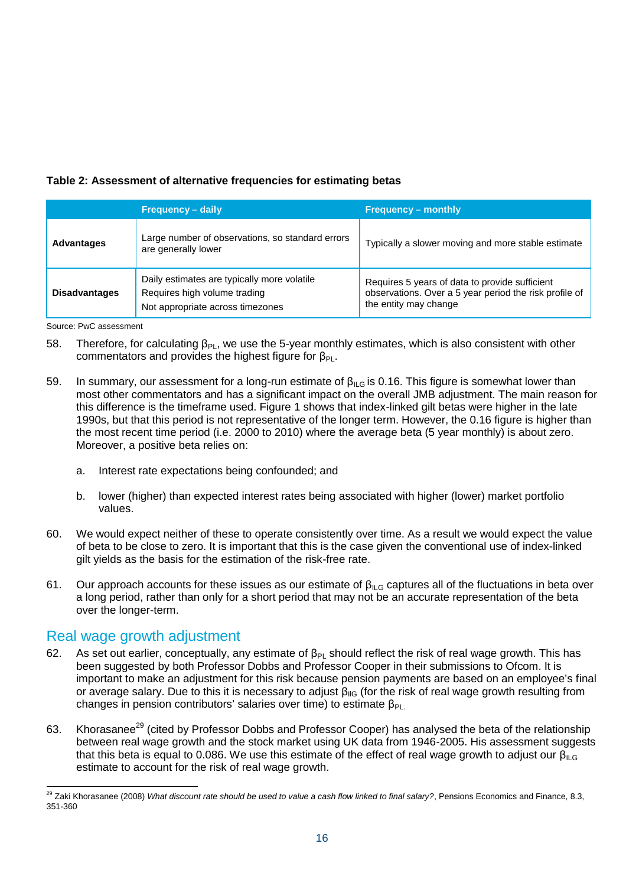**Table 2: Assessment of alternative frequencies for estimating betas**

| | Frequency – daily | Frequency – monthly |
|---|---|---|
| **Advantages** | Large number of observations, so standard errors are generally lower | Typically a slower moving and more stable estimate |
| **Disadvantages** | Daily estimates are typically more volatile<br>Requires high volume trading<br>Not appropriate across timezones | Requires 5 years of data to provide sufficient observations. Over a 5 year period the risk profile of the entity may change |

Source: PwC assessment

58. Therefore, for calculating $\beta_{PL}$, we use the 5-year monthly estimates, which is also consistent with other commentators and provides the highest figure for $\beta_{PL}$.

59. In summary, our assessment for a long-run estimate of $\beta_{ILG}$ is 0.16. This figure is somewhat lower than most other commentators and has a significant impact on the overall JMB adjustment. The main reason for this difference is the timeframe used. Figure 1 shows that index-linked gilt betas were higher in the late 1990s, but that this period is not representative of the longer term. However, the 0.16 figure is higher than the most recent time period (i.e. 2000 to 2010) where the average beta (5 year monthly) is about zero. Moreover, a positive beta relies on:

    a. Interest rate expectations being confounded; and

    b. lower (higher) than expected interest rates being associated with higher (lower) market portfolio values.

60. We would expect neither of these to operate consistently over time. As a result we would expect the value of beta to be close to zero. It is important that this is the case given the conventional use of index-linked gilt yields as the basis for the estimation of the risk-free rate.

61. Our approach accounts for these issues as our estimate of $\beta_{ILG}$ captures all of the fluctuations in beta over a long period, rather than only for a short period that may not be an accurate representation of the beta over the longer-term.

## Real wage growth adjustment

62. As set out earlier, conceptually, any estimate of $\beta_{PL}$ should reflect the risk of real wage growth. This has been suggested by both Professor Dobbs and Professor Cooper in their submissions to Ofcom. It is important to make an adjustment for this risk because pension payments are based on an employee's final or average salary. Due to this it is necessary to adjust $\beta_{IIG}$ (for the risk of real wage growth resulting from changes in pension contributors' salaries over time) to estimate $\beta_{PL}$.

63. Khorasanee[29] (cited by Professor Dobbs and Professor Cooper) has analysed the beta of the relationship between real wage growth and the stock market using UK data from 1946-2005. His assessment suggests that this beta is equal to 0.086. We use this estimate of the effect of real wage growth to adjust our $\beta_{ILG}$ estimate to account for the risk of real wage growth.

[29] Zaki Khorasanee (2008) *What discount rate should be used to value a cash flow linked to final salary?*, Pensions Economics and Finance, 8.3, 351-360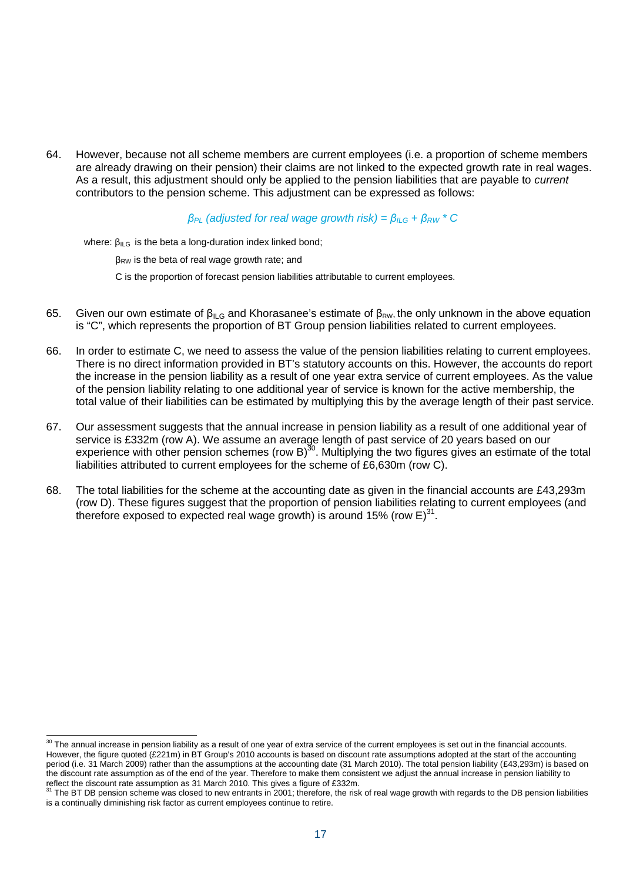64. However, because not all scheme members are current employees (i.e. a proportion of scheme members are already drawing on their pension) their claims are not linked to the expected growth rate in real wages. As a result, this adjustment should only be applied to the pension liabilities that are payable to *current* contributors to the pension scheme. This adjustment can be expressed as follows:

$$\beta_{PL} \text{ (adjusted for real wage growth risk)} = \beta_{ILG} + \beta_{RW} * C$$

where: $\beta_{ILG}$ is the beta a long-duration index linked bond;

$\beta_{RW}$ is the beta of real wage growth rate; and

C is the proportion of forecast pension liabilities attributable to current employees.

65. Given our own estimate of $\beta_{ILG}$ and Khorasanee's estimate of $\beta_{RW}$, the only unknown in the above equation is "C", which represents the proportion of BT Group pension liabilities related to current employees.

66. In order to estimate C, we need to assess the value of the pension liabilities relating to current employees. There is no direct information provided in BT's statutory accounts on this. However, the accounts do report the increase in the pension liability as a result of one year extra service of current employees. As the value of the pension liability relating to one additional year of service is known for the active membership, the total value of their liabilities can be estimated by multiplying this by the average length of their past service.

67. Our assessment suggests that the annual increase in pension liability as a result of one additional year of service is £332m (row A). We assume an average length of past service of 20 years based on our experience with other pension schemes (row B)[30]. Multiplying the two figures gives an estimate of the total liabilities attributed to current employees for the scheme of £6,630m (row C).

68. The total liabilities for the scheme at the accounting date as given in the financial accounts are £43,293m (row D). These figures suggest that the proportion of pension liabilities relating to current employees (and therefore exposed to expected real wage growth) is around 15% (row E)[31].

---

[30] The annual increase in pension liability as a result of one year of extra service of the current employees is set out in the financial accounts. However, the figure quoted (£221m) in BT Group's 2010 accounts is based on discount rate assumptions adopted at the start of the accounting period (i.e. 31 March 2009) rather than the assumptions at the accounting date (31 March 2010). The total pension liability (£43,293m) is based on the discount rate assumption as of the end of the year. Therefore to make them consistent we adjust the annual increase in pension liability to reflect the discount rate assumption as 31 March 2010. This gives a figure of £332m.

[31] The BT DB pension scheme was closed to new entrants in 2001; therefore, the risk of real wage growth with regards to the DB pension liabilities is a continually diminishing risk factor as current employees continue to retire.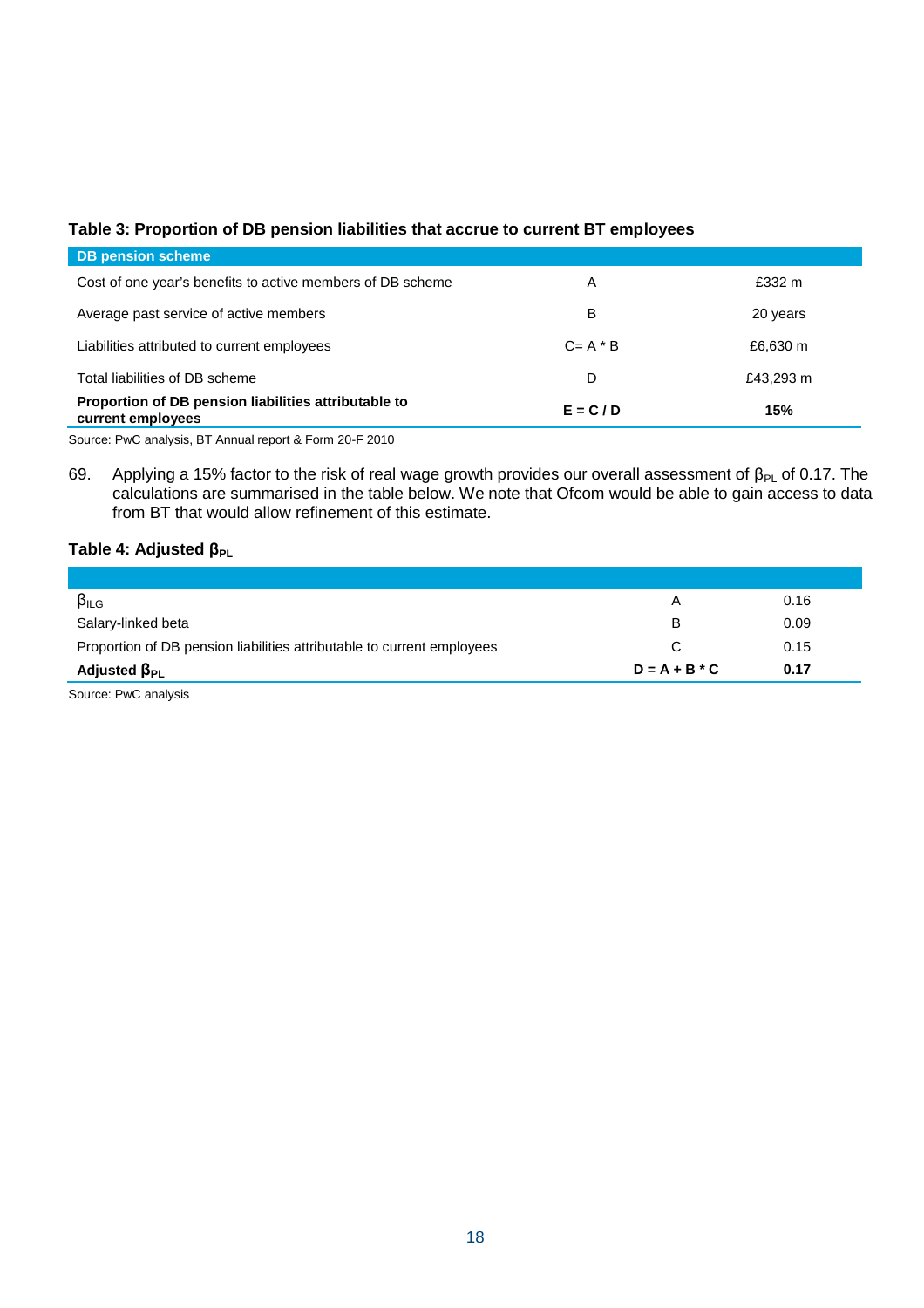**Table 3: Proportion of DB pension liabilities that accrue to current BT employees**

| DB pension scheme | | |
|---|---|---|
| Cost of one year's benefits to active members of DB scheme | A | £332 m |
| Average past service of active members | B | 20 years |
| Liabilities attributed to current employees | C= A * B | £6,630 m |
| Total liabilities of DB scheme | D | £43,293 m |
| **Proportion of DB pension liabilities attributable to current employees** | **E = C / D** | **15%** |

Source: PwC analysis, BT Annual report & Form 20-F 2010

69. Applying a 15% factor to the risk of real wage growth provides our overall assessment of $\beta_{PL}$ of 0.17. The calculations are summarised in the table below. We note that Ofcom would be able to gain access to data from BT that would allow refinement of this estimate.

**Table 4: Adjusted $\beta_{PL}$**

| | | |
|---|---|---|
| $\beta_{ILG}$ | A | 0.16 |
| Salary-linked beta | B | 0.09 |
| Proportion of DB pension liabilities attributable to current employees | C | 0.15 |
| **Adjusted $\beta_{PL}$** | **D = A + B * C** | **0.17** |

Source: PwC analysis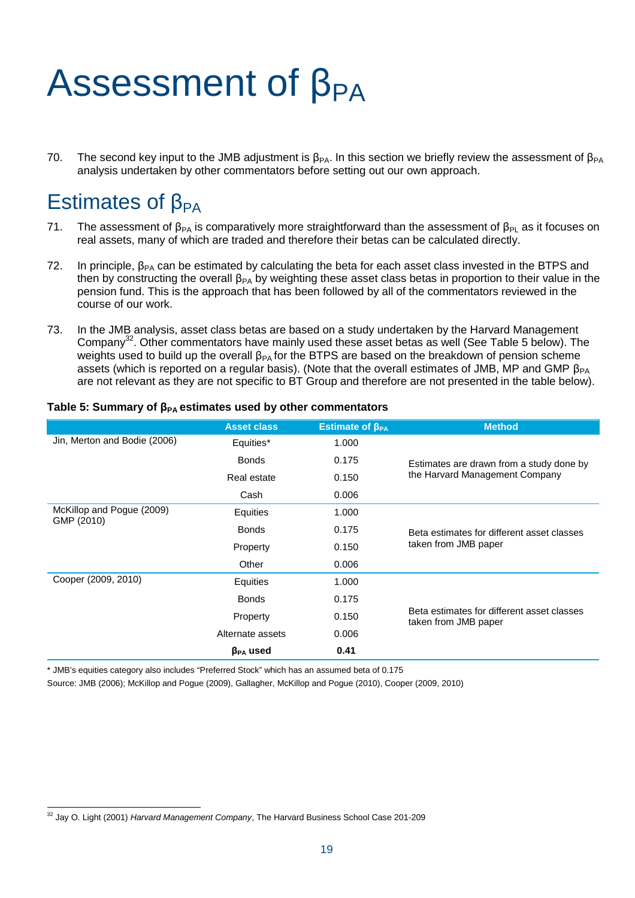# Assessment of $\beta_{PA}$

70. The second key input to the JMB adjustment is $\beta_{PA}$. In this section we briefly review the assessment of $\beta_{PA}$ analysis undertaken by other commentators before setting out our own approach.

## Estimates of $\beta_{PA}$

71. The assessment of $\beta_{PA}$ is comparatively more straightforward than the assessment of $\beta_{PL}$ as it focuses on real assets, many of which are traded and therefore their betas can be calculated directly.

72. In principle, $\beta_{PA}$ can be estimated by calculating the beta for each asset class invested in the BTPS and then by constructing the overall $\beta_{PA}$ by weighting these asset class betas in proportion to their value in the pension fund. This is the approach that has been followed by all of the commentators reviewed in the course of our work.

73. In the JMB analysis, asset class betas are based on a study undertaken by the Harvard Management Company[32]. Other commentators have mainly used these asset betas as well (See Table 5 below). The weights used to build up the overall $\beta_{PA}$ for the BTPS are based on the breakdown of pension scheme assets (which is reported on a regular basis). (Note that the overall estimates of JMB, MP and GMP $\beta_{PA}$ are not relevant as they are not specific to BT Group and therefore are not presented in the table below).

**Table 5: Summary of $\beta_{PA}$ estimates used by other commentators**

| | Asset class | Estimate of $\beta_{PA}$ | Method |
|---|---|---|---|
| Jin, Merton and Bodie (2006) | Equities* | 1.000 | Estimates are drawn from a study done by the Harvard Management Company |
| | Bonds | 0.175 | |
| | Real estate | 0.150 | |
| | Cash | 0.006 | |
| McKillop and Pogue (2009) GMP (2010) | Equities | 1.000 | Beta estimates for different asset classes taken from JMB paper |
| | Bonds | 0.175 | |
| | Property | 0.150 | |
| | Other | 0.006 | |
| Cooper (2009, 2010) | Equities | 1.000 | Beta estimates for different asset classes taken from JMB paper |
| | Bonds | 0.175 | |
| | Property | 0.150 | |
| | Alternate assets | 0.006 | |
| | **$\beta_{PA}$ used** | **0.41** | |

\* JMB's equities category also includes "Preferred Stock" which has an assumed beta of 0.175

Source: JMB (2006); McKillop and Pogue (2009), Gallagher, McKillop and Pogue (2010), Cooper (2009, 2010)

[32] Jay O. Light (2001) *Harvard Management Company*, The Harvard Business School Case 201-209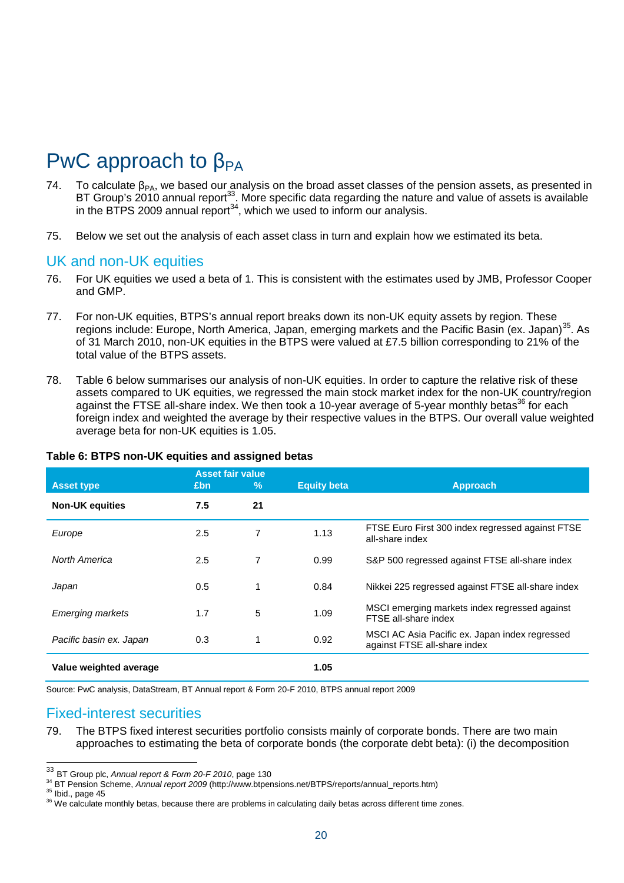# PwC approach to $\beta_{PA}$

74. To calculate $\beta_{PA}$, we based our analysis on the broad asset classes of the pension assets, as presented in BT Group's 2010 annual report[33]. More specific data regarding the nature and value of assets is available in the BTPS 2009 annual report[34], which we used to inform our analysis.

75. Below we set out the analysis of each asset class in turn and explain how we estimated its beta.

## UK and non-UK equities

76. For UK equities we used a beta of 1. This is consistent with the estimates used by JMB, Professor Cooper and GMP.

77. For non-UK equities, BTPS's annual report breaks down its non-UK equity assets by region. These regions include: Europe, North America, Japan, emerging markets and the Pacific Basin (ex. Japan)[35]. As of 31 March 2010, non-UK equities in the BTPS were valued at £7.5 billion corresponding to 21% of the total value of the BTPS assets.

78. Table 6 below summarises our analysis of non-UK equities. In order to capture the relative risk of these assets compared to UK equities, we regressed the main stock market index for the non-UK country/region against the FTSE all-share index. We then took a 10-year average of 5-year monthly betas[36] for each foreign index and weighted the average by their respective values in the BTPS. Our overall value weighted average beta for non-UK equities is 1.05.

**Table 6: BTPS non-UK equities and assigned betas**

| Asset type | Asset fair value £bn | Asset fair value % | Equity beta | Approach |
|---|---|---|---|---|
| **Non-UK equities** | **7.5** | **21** | | |
| *Europe* | 2.5 | 7 | 1.13 | FTSE Euro First 300 index regressed against FTSE all-share index |
| *North America* | 2.5 | 7 | 0.99 | S&P 500 regressed against FTSE all-share index |
| *Japan* | 0.5 | 1 | 0.84 | Nikkei 225 regressed against FTSE all-share index |
| *Emerging markets* | 1.7 | 5 | 1.09 | MSCI emerging markets index regressed against FTSE all-share index |
| *Pacific basin ex. Japan* | 0.3 | 1 | 0.92 | MSCI AC Asia Pacific ex. Japan index regressed against FTSE all-share index |
| **Value weighted average** | | | **1.05** | |

Source: PwC analysis, DataStream, BT Annual report & Form 20-F 2010, BTPS annual report 2009

## Fixed-interest securities

79. The BTPS fixed interest securities portfolio consists mainly of corporate bonds. There are two main approaches to estimating the beta of corporate bonds (the corporate debt beta): (i) the decomposition

[33] BT Group plc, *Annual report & Form 20-F 2010*, page 130

[34] BT Pension Scheme, *Annual report 2009* (http://www.btpensions.net/BTPS/reports/annual_reports.htm)

[35] Ibid., page 45

[36] We calculate monthly betas, because there are problems in calculating daily betas across different time zones.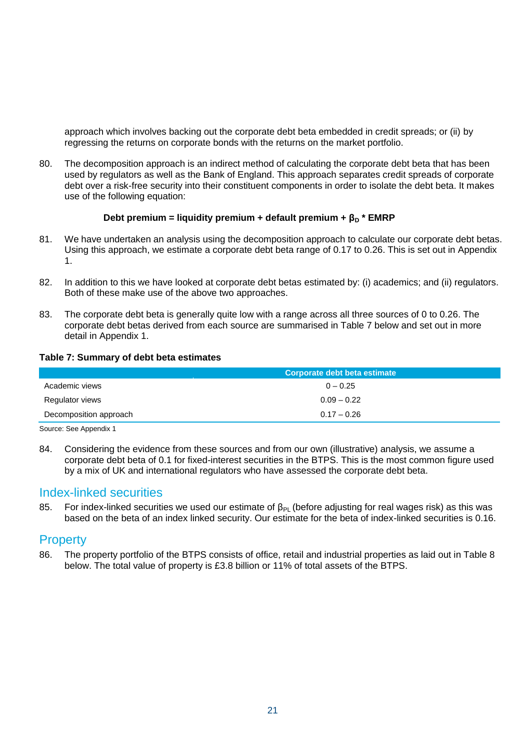approach which involves backing out the corporate debt beta embedded in credit spreads; or (ii) by regressing the returns on corporate bonds with the returns on the market portfolio.

80. The decomposition approach is an indirect method of calculating the corporate debt beta that has been used by regulators as well as the Bank of England. This approach separates credit spreads of corporate debt over a risk-free security into their constituent components in order to isolate the debt beta. It makes use of the following equation:

$$\textbf{Debt premium = liquidity premium + default premium} + \beta_D * \textbf{EMRP}$$

81. We have undertaken an analysis using the decomposition approach to calculate our corporate debt betas. Using this approach, we estimate a corporate debt beta range of 0.17 to 0.26. This is set out in Appendix 1.

82. In addition to this we have looked at corporate debt betas estimated by: (i) academics; and (ii) regulators. Both of these make use of the above two approaches.

83. The corporate debt beta is generally quite low with a range across all three sources of 0 to 0.26. The corporate debt betas derived from each source are summarised in Table 7 below and set out in more detail in Appendix 1.

**Table 7: Summary of debt beta estimates**

| | Corporate debt beta estimate |
|---|---|
| Academic views | 0 – 0.25 |
| Regulator views | 0.09 – 0.22 |
| Decomposition approach | 0.17 – 0.26 |

Source: See Appendix 1

84. Considering the evidence from these sources and from our own (illustrative) analysis, we assume a corporate debt beta of 0.1 for fixed-interest securities in the BTPS. This is the most common figure used by a mix of UK and international regulators who have assessed the corporate debt beta.

## Index-linked securities

85. For index-linked securities we used our estimate of $\beta_{PL}$ (before adjusting for real wages risk) as this was based on the beta of an index linked security. Our estimate for the beta of index-linked securities is 0.16.

## Property

86. The property portfolio of the BTPS consists of office, retail and industrial properties as laid out in Table 8 below. The total value of property is £3.8 billion or 11% of total assets of the BTPS.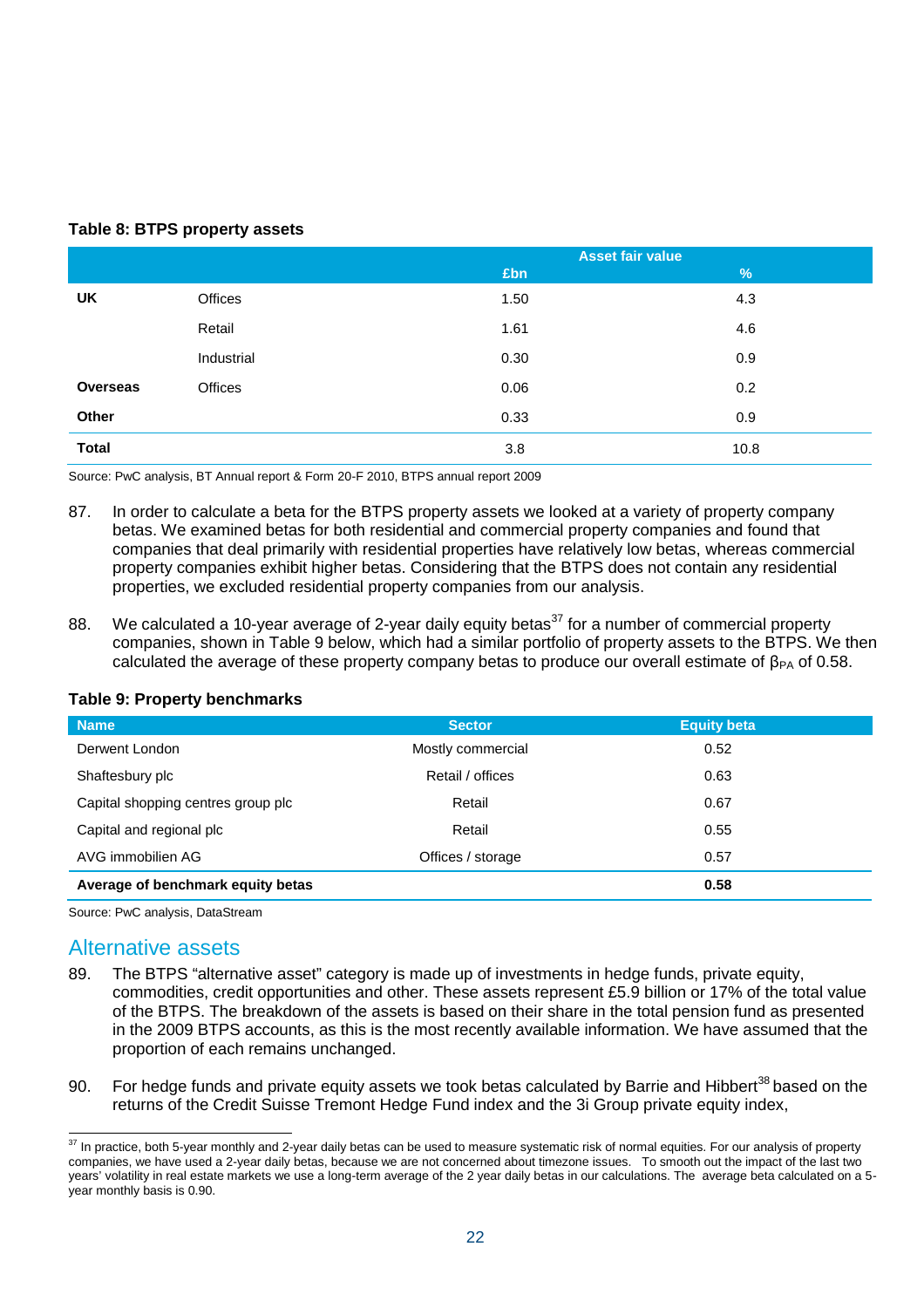**Table 8: BTPS property assets**

| | | Asset fair value | |
|---|---|---|---|
| | | £bn | % |
| **UK** | Offices | 1.50 | 4.3 |
| | Retail | 1.61 | 4.6 |
| | Industrial | 0.30 | 0.9 |
| **Overseas** | Offices | 0.06 | 0.2 |
| **Other** | | 0.33 | 0.9 |
| **Total** | | 3.8 | 10.8 |

Source: PwC analysis, BT Annual report & Form 20-F 2010, BTPS annual report 2009

87. In order to calculate a beta for the BTPS property assets we looked at a variety of property company betas. We examined betas for both residential and commercial property companies and found that companies that deal primarily with residential properties have relatively low betas, whereas commercial property companies exhibit higher betas. Considering that the BTPS does not contain any residential properties, we excluded residential property companies from our analysis.

88. We calculated a 10-year average of 2-year daily equity betas[37] for a number of commercial property companies, shown in Table 9 below, which had a similar portfolio of property assets to the BTPS. We then calculated the average of these property company betas to produce our overall estimate of $\beta_{PA}$ of 0.58.

**Table 9: Property benchmarks**

| Name | Sector | Equity beta |
|---|---|---|
| Derwent London | Mostly commercial | 0.52 |
| Shaftesbury plc | Retail / offices | 0.63 |
| Capital shopping centres group plc | Retail | 0.67 |
| Capital and regional plc | Retail | 0.55 |
| AVG immobilien AG | Offices / storage | 0.57 |
| **Average of benchmark equity betas** | | **0.58** |

Source: PwC analysis, DataStream

## Alternative assets

89. The BTPS "alternative asset" category is made up of investments in hedge funds, private equity, commodities, credit opportunities and other. These assets represent £5.9 billion or 17% of the total value of the BTPS. The breakdown of the assets is based on their share in the total pension fund as presented in the 2009 BTPS accounts, as this is the most recently available information. We have assumed that the proportion of each remains unchanged.

90. For hedge funds and private equity assets we took betas calculated by Barrie and Hibbert[38] based on the returns of the Credit Suisse Tremont Hedge Fund index and the 3i Group private equity index,

---

[37] In practice, both 5-year monthly and 2-year daily betas can be used to measure systematic risk of normal equities. For our analysis of property companies, we have used a 2-year daily betas, because we are not concerned about timezone issues. To smooth out the impact of the last two years' volatility in real estate markets we use a long-term average of the 2 year daily betas in our calculations. The average beta calculated on a 5-year monthly basis is 0.90.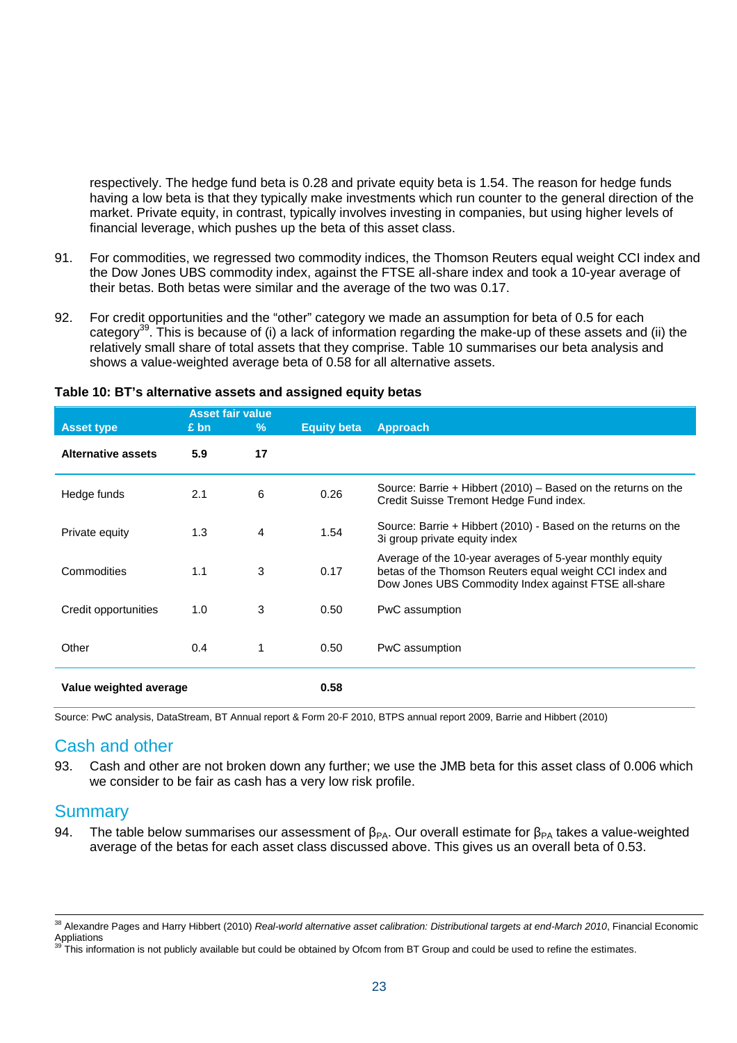respectively. The hedge fund beta is 0.28 and private equity beta is 1.54. The reason for hedge funds having a low beta is that they typically make investments which run counter to the general direction of the market. Private equity, in contrast, typically involves investing in companies, but using higher levels of financial leverage, which pushes up the beta of this asset class.

91. For commodities, we regressed two commodity indices, the Thomson Reuters equal weight CCI index and the Dow Jones UBS commodity index, against the FTSE all-share index and took a 10-year average of their betas. Both betas were similar and the average of the two was 0.17.

92. For credit opportunities and the "other" category we made an assumption for beta of 0.5 for each category[39]. This is because of (i) a lack of information regarding the make-up of these assets and (ii) the relatively small share of total assets that they comprise. Table 10 summarises our beta analysis and shows a value-weighted average beta of 0.58 for all alternative assets.

**Table 10: BT's alternative assets and assigned equity betas**

| Asset type | Asset fair value £ bn | % | Equity beta | Approach |
|---|---|---|---|---|
| **Alternative assets** | **5.9** | **17** | | |
| Hedge funds | 2.1 | 6 | 0.26 | Source: Barrie + Hibbert (2010) – Based on the returns on the Credit Suisse Tremont Hedge Fund index. |
| Private equity | 1.3 | 4 | 1.54 | Source: Barrie + Hibbert (2010) - Based on the returns on the 3i group private equity index |
| Commodities | 1.1 | 3 | 0.17 | Average of the 10-year averages of 5-year monthly equity betas of the Thomson Reuters equal weight CCI index and Dow Jones UBS Commodity Index against FTSE all-share |
| Credit opportunities | 1.0 | 3 | 0.50 | PwC assumption |
| Other | 0.4 | 1 | 0.50 | PwC assumption |
| **Value weighted average** | | | **0.58** | |

Source: PwC analysis, DataStream, BT Annual report & Form 20-F 2010, BTPS annual report 2009, Barrie and Hibbert (2010)

## Cash and other

93. Cash and other are not broken down any further; we use the JMB beta for this asset class of 0.006 which we consider to be fair as cash has a very low risk profile.

## Summary

94. The table below summarises our assessment of $\beta_{PA}$. Our overall estimate for $\beta_{PA}$ takes a value-weighted average of the betas for each asset class discussed above. This gives us an overall beta of 0.53.

---

[38] Alexandre Pages and Harry Hibbert (2010) *Real-world alternative asset calibration: Distributional targets at end-March 2010*, Financial Economic Appliations

[39] This information is not publicly available but could be obtained by Ofcom from BT Group and could be used to refine the estimates.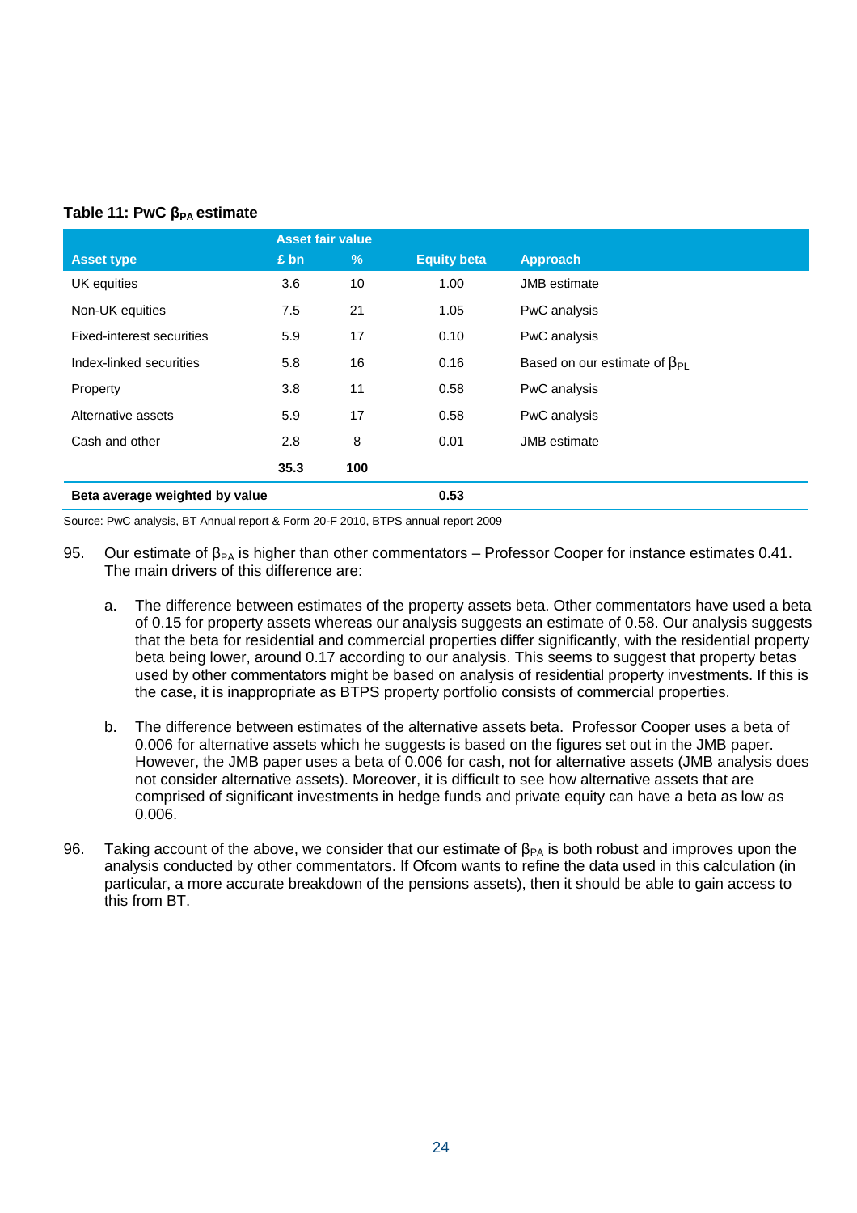**Table 11: PwC $\beta_{PA}$ estimate**

| Asset type | Asset fair value £ bn | % | Equity beta | Approach |
|---|---|---|---|---|
| UK equities | 3.6 | 10 | 1.00 | JMB estimate |
| Non-UK equities | 7.5 | 21 | 1.05 | PwC analysis |
| Fixed-interest securities | 5.9 | 17 | 0.10 | PwC analysis |
| Index-linked securities | 5.8 | 16 | 0.16 | Based on our estimate of $\beta_{PL}$ |
| Property | 3.8 | 11 | 0.58 | PwC analysis |
| Alternative assets | 5.9 | 17 | 0.58 | PwC analysis |
| Cash and other | 2.8 | 8 | 0.01 | JMB estimate |
| | **35.3** | **100** | | |
| **Beta average weighted by value** | | | **0.53** | |

Source: PwC analysis, BT Annual report & Form 20-F 2010, BTPS annual report 2009

95. Our estimate of $\beta_{PA}$ is higher than other commentators – Professor Cooper for instance estimates 0.41. The main drivers of this difference are:

    a. The difference between estimates of the property assets beta. Other commentators have used a beta of 0.15 for property assets whereas our analysis suggests an estimate of 0.58. Our analysis suggests that the beta for residential and commercial properties differ significantly, with the residential property beta being lower, around 0.17 according to our analysis. This seems to suggest that property betas used by other commentators might be based on analysis of residential property investments. If this is the case, it is inappropriate as BTPS property portfolio consists of commercial properties.

    b. The difference between estimates of the alternative assets beta. Professor Cooper uses a beta of 0.006 for alternative assets which he suggests is based on the figures set out in the JMB paper. However, the JMB paper uses a beta of 0.006 for cash, not for alternative assets (JMB analysis does not consider alternative assets). Moreover, it is difficult to see how alternative assets that are comprised of significant investments in hedge funds and private equity can have a beta as low as 0.006.

96. Taking account of the above, we consider that our estimate of $\beta_{PA}$ is both robust and improves upon the analysis conducted by other commentators. If Ofcom wants to refine the data used in this calculation (in particular, a more accurate breakdown of the pensions assets), then it should be able to gain access to this from BT.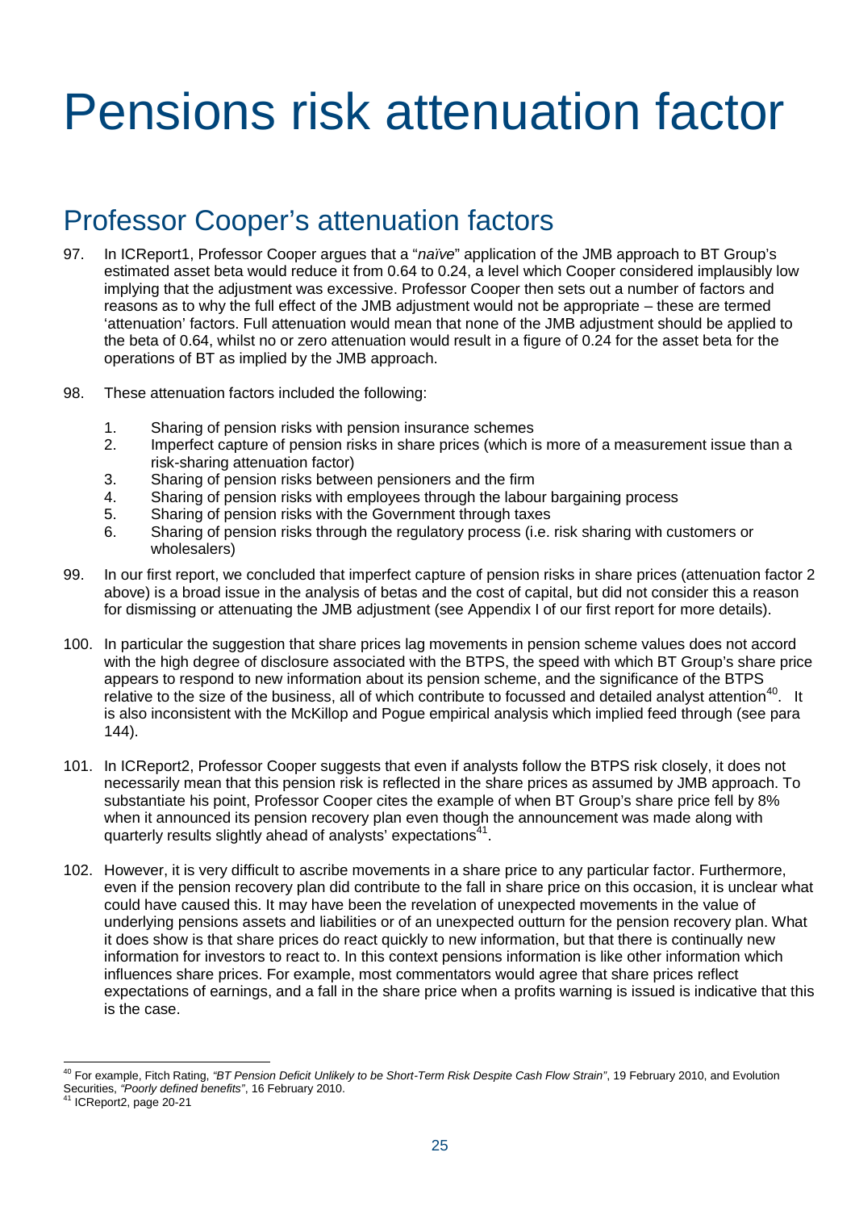# Pensions risk attenuation factor

## Professor Cooper's attenuation factors

97. In ICReport1, Professor Cooper argues that a "*naïve*" application of the JMB approach to BT Group's estimated asset beta would reduce it from 0.64 to 0.24, a level which Cooper considered implausibly low implying that the adjustment was excessive. Professor Cooper then sets out a number of factors and reasons as to why the full effect of the JMB adjustment would not be appropriate – these are termed 'attenuation' factors. Full attenuation would mean that none of the JMB adjustment should be applied to the beta of 0.64, whilst no or zero attenuation would result in a figure of 0.24 for the asset beta for the operations of BT as implied by the JMB approach.

98. These attenuation factors included the following:

    1. Sharing of pension risks with pension insurance schemes
    2. Imperfect capture of pension risks in share prices (which is more of a measurement issue than a risk-sharing attenuation factor)
    3. Sharing of pension risks between pensioners and the firm
    4. Sharing of pension risks with employees through the labour bargaining process
    5. Sharing of pension risks with the Government through taxes
    6. Sharing of pension risks through the regulatory process (i.e. risk sharing with customers or wholesalers)

99. In our first report, we concluded that imperfect capture of pension risks in share prices (attenuation factor 2 above) is a broad issue in the analysis of betas and the cost of capital, but did not consider this a reason for dismissing or attenuating the JMB adjustment (see Appendix I of our first report for more details).

100. In particular the suggestion that share prices lag movements in pension scheme values does not accord with the high degree of disclosure associated with the BTPS, the speed with which BT Group's share price appears to respond to new information about its pension scheme, and the significance of the BTPS relative to the size of the business, all of which contribute to focussed and detailed analyst attention[40]. It is also inconsistent with the McKillop and Pogue empirical analysis which implied feed through (see para 144).

101. In ICReport2, Professor Cooper suggests that even if analysts follow the BTPS risk closely, it does not necessarily mean that this pension risk is reflected in the share prices as assumed by JMB approach. To substantiate his point, Professor Cooper cites the example of when BT Group's share price fell by 8% when it announced its pension recovery plan even though the announcement was made along with quarterly results slightly ahead of analysts' expectations[41].

102. However, it is very difficult to ascribe movements in a share price to any particular factor. Furthermore, even if the pension recovery plan did contribute to the fall in share price on this occasion, it is unclear what could have caused this. It may have been the revelation of unexpected movements in the value of underlying pensions assets and liabilities or of an unexpected outturn for the pension recovery plan. What it does show is that share prices do react quickly to new information, but that there is continually new information for investors to react to. In this context pensions information is like other information which influences share prices. For example, most commentators would agree that share prices reflect expectations of earnings, and a fall in the share price when a profits warning is issued is indicative that this is the case.

---

[40] For example, Fitch Rating, *"BT Pension Deficit Unlikely to be Short-Term Risk Despite Cash Flow Strain"*, 19 February 2010, and Evolution Securities, *"Poorly defined benefits"*, 16 February 2010.

[41] ICReport2, page 20-21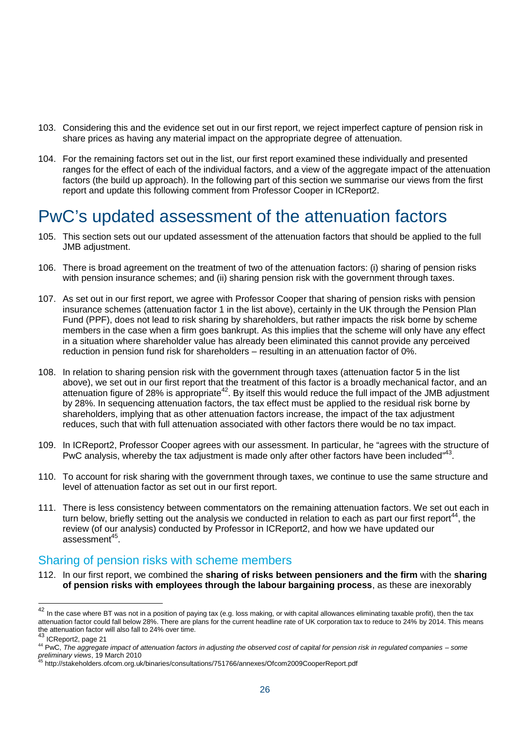103. Considering this and the evidence set out in our first report, we reject imperfect capture of pension risk in share prices as having any material impact on the appropriate degree of attenuation.

104. For the remaining factors set out in the list, our first report examined these individually and presented ranges for the effect of each of the individual factors, and a view of the aggregate impact of the attenuation factors (the build up approach). In the following part of this section we summarise our views from the first report and update this following comment from Professor Cooper in ICReport2.

# PwC's updated assessment of the attenuation factors

105. This section sets out our updated assessment of the attenuation factors that should be applied to the full JMB adjustment.

106. There is broad agreement on the treatment of two of the attenuation factors: (i) sharing of pension risks with pension insurance schemes; and (ii) sharing pension risk with the government through taxes.

107. As set out in our first report, we agree with Professor Cooper that sharing of pension risks with pension insurance schemes (attenuation factor 1 in the list above), certainly in the UK through the Pension Plan Fund (PPF), does not lead to risk sharing by shareholders, but rather impacts the risk borne by scheme members in the case when a firm goes bankrupt. As this implies that the scheme will only have any effect in a situation where shareholder value has already been eliminated this cannot provide any perceived reduction in pension fund risk for shareholders – resulting in an attenuation factor of 0%.

108. In relation to sharing pension risk with the government through taxes (attenuation factor 5 in the list above), we set out in our first report that the treatment of this factor is a broadly mechanical factor, and an attenuation figure of 28% is appropriate[42]. By itself this would reduce the full impact of the JMB adjustment by 28%. In sequencing attenuation factors, the tax effect must be applied to the residual risk borne by shareholders, implying that as other attenuation factors increase, the impact of the tax adjustment reduces, such that with full attenuation associated with other factors there would be no tax impact.

109. In ICReport2, Professor Cooper agrees with our assessment. In particular, he "agrees with the structure of PwC analysis, whereby the tax adjustment is made only after other factors have been included"[43].

110. To account for risk sharing with the government through taxes, we continue to use the same structure and level of attenuation factor as set out in our first report.

111. There is less consistency between commentators on the remaining attenuation factors. We set out each in turn below, briefly setting out the analysis we conducted in relation to each as part our first report[44], the review (of our analysis) conducted by Professor in ICReport2, and how we have updated our assessment[45].

## Sharing of pension risks with scheme members

112. In our first report, we combined the **sharing of risks between pensioners and the firm** with the **sharing of pension risks with employees through the labour bargaining process**, as these are inexorably

---

[42] In the case where BT was not in a position of paying tax (e.g. loss making, or with capital allowances eliminating taxable profit), then the tax attenuation factor could fall below 28%. There are plans for the current headline rate of UK corporation tax to reduce to 24% by 2014. This means the attenuation factor will also fall to 24% over time.

[43] ICReport2, page 21

[44] PwC, *The aggregate impact of attenuation factors in adjusting the observed cost of capital for pension risk in regulated companies – some preliminary views*, 19 March 2010

[45] http://stakeholders.ofcom.org.uk/binaries/consultations/751766/annexes/Ofcom2009CooperReport.pdf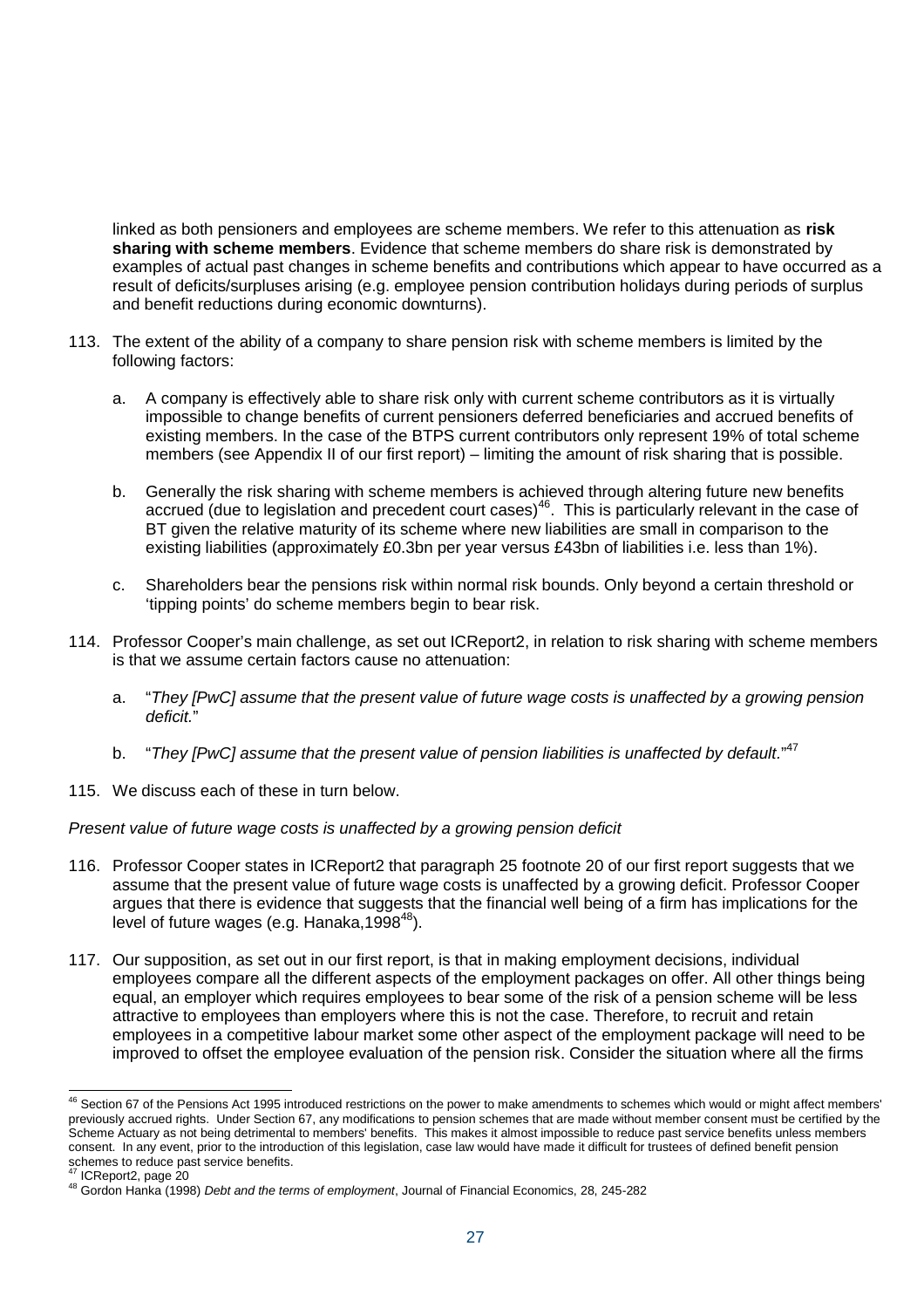linked as both pensioners and employees are scheme members. We refer to this attenuation as **risk sharing with scheme members**. Evidence that scheme members do share risk is demonstrated by examples of actual past changes in scheme benefits and contributions which appear to have occurred as a result of deficits/surpluses arising (e.g. employee pension contribution holidays during periods of surplus and benefit reductions during economic downturns).

113. The extent of the ability of a company to share pension risk with scheme members is limited by the following factors:

    a. A company is effectively able to share risk only with current scheme contributors as it is virtually impossible to change benefits of current pensioners deferred beneficiaries and accrued benefits of existing members. In the case of the BTPS current contributors only represent 19% of total scheme members (see Appendix II of our first report) – limiting the amount of risk sharing that is possible.

    b. Generally the risk sharing with scheme members is achieved through altering future new benefits accrued (due to legislation and precedent court cases)[46]. This is particularly relevant in the case of BT given the relative maturity of its scheme where new liabilities are small in comparison to the existing liabilities (approximately £0.3bn per year versus £43bn of liabilities i.e. less than 1%).

    c. Shareholders bear the pensions risk within normal risk bounds. Only beyond a certain threshold or 'tipping points' do scheme members begin to bear risk.

114. Professor Cooper's main challenge, as set out ICReport2, in relation to risk sharing with scheme members is that we assume certain factors cause no attenuation:

    a. "*They [PwC] assume that the present value of future wage costs is unaffected by a growing pension deficit.*"

    b. "*They [PwC] assume that the present value of pension liabilities is unaffected by default.*"[47]

115. We discuss each of these in turn below.

*Present value of future wage costs is unaffected by a growing pension deficit*

116. Professor Cooper states in ICReport2 that paragraph 25 footnote 20 of our first report suggests that we assume that the present value of future wage costs is unaffected by a growing deficit. Professor Cooper argues that there is evidence that suggests that the financial well being of a firm has implications for the level of future wages (e.g. Hanaka,1998[48]).

117. Our supposition, as set out in our first report, is that in making employment decisions, individual employees compare all the different aspects of the employment packages on offer. All other things being equal, an employer which requires employees to bear some of the risk of a pension scheme will be less attractive to employees than employers where this is not the case. Therefore, to recruit and retain employees in a competitive labour market some other aspect of the employment package will need to be improved to offset the employee evaluation of the pension risk. Consider the situation where all the firms

---

[46] Section 67 of the Pensions Act 1995 introduced restrictions on the power to make amendments to schemes which would or might affect members' previously accrued rights. Under Section 67, any modifications to pension schemes that are made without member consent must be certified by the Scheme Actuary as not being detrimental to members' benefits. This makes it almost impossible to reduce past service benefits unless members consent. In any event, prior to the introduction of this legislation, case law would have made it difficult for trustees of defined benefit pension schemes to reduce past service benefits.

[47] ICReport2, page 20

[48] Gordon Hanka (1998) *Debt and the terms of employment*, Journal of Financial Economics, 28, 245-282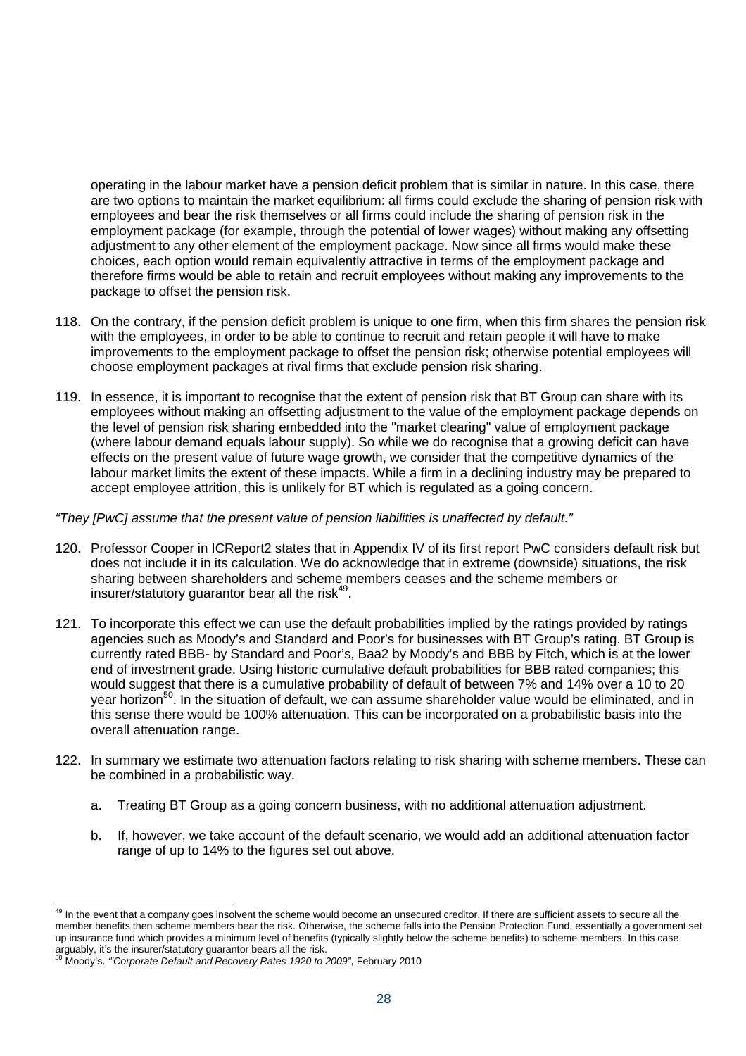operating in the labour market have a pension deficit problem that is similar in nature. In this case, there are two options to maintain the market equilibrium: all firms could exclude the sharing of pension risk with employees and bear the risk themselves or all firms could include the sharing of pension risk in the employment package (for example, through the potential of lower wages) without making any offsetting adjustment to any other element of the employment package. Now since all firms would make these choices, each option would remain equivalently attractive in terms of the employment package and therefore firms would be able to retain and recruit employees without making any improvements to the package to offset the pension risk.

118. On the contrary, if the pension deficit problem is unique to one firm, when this firm shares the pension risk with the employees, in order to be able to continue to recruit and retain people it will have to make improvements to the employment package to offset the pension risk; otherwise potential employees will choose employment packages at rival firms that exclude pension risk sharing.

119. In essence, it is important to recognise that the extent of pension risk that BT Group can share with its employees without making an offsetting adjustment to the value of the employment package depends on the level of pension risk sharing embedded into the "market clearing" value of employment package (where labour demand equals labour supply). So while we do recognise that a growing deficit can have effects on the present value of future wage growth, we consider that the competitive dynamics of the labour market limits the extent of these impacts. While a firm in a declining industry may be prepared to accept employee attrition, this is unlikely for BT which is regulated as a going concern.

*"They [PwC] assume that the present value of pension liabilities is unaffected by default."*

120. Professor Cooper in ICReport2 states that in Appendix IV of its first report PwC considers default risk but does not include it in its calculation. We do acknowledge that in extreme (downside) situations, the risk sharing between shareholders and scheme members ceases and the scheme members or insurer/statutory guarantor bear all the risk[49].

121. To incorporate this effect we can use the default probabilities implied by the ratings provided by ratings agencies such as Moody's and Standard and Poor's for businesses with BT Group's rating. BT Group is currently rated BBB- by Standard and Poor's, Baa2 by Moody's and BBB by Fitch, which is at the lower end of investment grade. Using historic cumulative default probabilities for BBB rated companies; this would suggest that there is a cumulative probability of default of between 7% and 14% over a 10 to 20 year horizon[50]. In the situation of default, we can assume shareholder value would be eliminated, and in this sense there would be 100% attenuation. This can be incorporated on a probabilistic basis into the overall attenuation range.

122. In summary we estimate two attenuation factors relating to risk sharing with scheme members. These can be combined in a probabilistic way.

    a. Treating BT Group as a going concern business, with no additional attenuation adjustment.

    b. If, however, we take account of the default scenario, we would add an additional attenuation factor range of up to 14% to the figures set out above.

---

[49] In the event that a company goes insolvent the scheme would become an unsecured creditor. If there are sufficient assets to secure all the member benefits then scheme members bear the risk. Otherwise, the scheme falls into the Pension Protection Fund, essentially a government set up insurance fund which provides a minimum level of benefits (typically slightly below the scheme benefits) to scheme members. In this case arguably, it's the insurer/statutory guarantor bears all the risk.

[50] Moody's. *"'Corporate Default and Recovery Rates 1920 to 2009"*, February 2010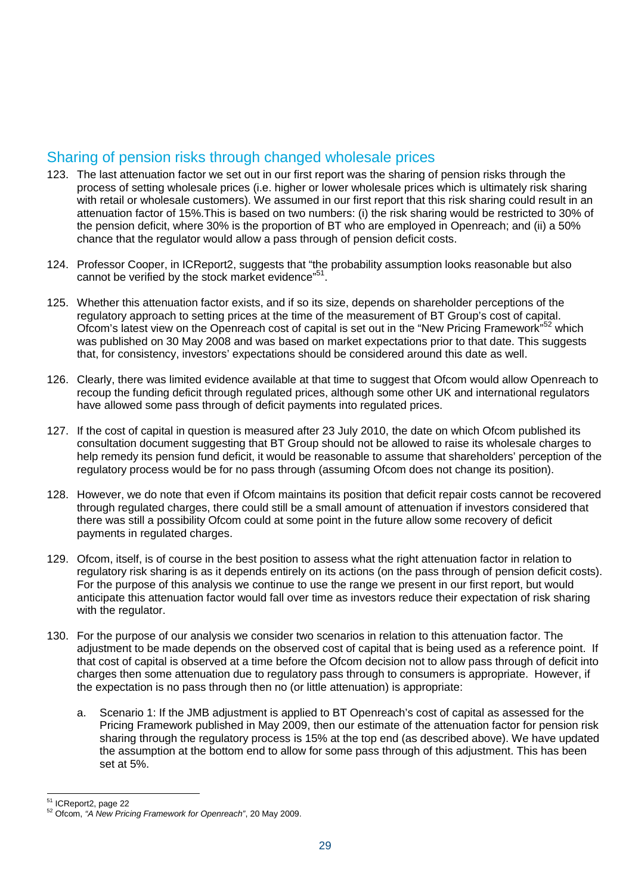## Sharing of pension risks through changed wholesale prices

123. The last attenuation factor we set out in our first report was the sharing of pension risks through the process of setting wholesale prices (i.e. higher or lower wholesale prices which is ultimately risk sharing with retail or wholesale customers). We assumed in our first report that this risk sharing could result in an attenuation factor of 15%.This is based on two numbers: (i) the risk sharing would be restricted to 30% of the pension deficit, where 30% is the proportion of BT who are employed in Openreach; and (ii) a 50% chance that the regulator would allow a pass through of pension deficit costs.

124. Professor Cooper, in ICReport2, suggests that "the probability assumption looks reasonable but also cannot be verified by the stock market evidence"[51].

125. Whether this attenuation factor exists, and if so its size, depends on shareholder perceptions of the regulatory approach to setting prices at the time of the measurement of BT Group's cost of capital. Ofcom's latest view on the Openreach cost of capital is set out in the "New Pricing Framework"[52] which was published on 30 May 2008 and was based on market expectations prior to that date. This suggests that, for consistency, investors' expectations should be considered around this date as well.

126. Clearly, there was limited evidence available at that time to suggest that Ofcom would allow Openreach to recoup the funding deficit through regulated prices, although some other UK and international regulators have allowed some pass through of deficit payments into regulated prices.

127. If the cost of capital in question is measured after 23 July 2010, the date on which Ofcom published its consultation document suggesting that BT Group should not be allowed to raise its wholesale charges to help remedy its pension fund deficit, it would be reasonable to assume that shareholders' perception of the regulatory process would be for no pass through (assuming Ofcom does not change its position).

128. However, we do note that even if Ofcom maintains its position that deficit repair costs cannot be recovered through regulated charges, there could still be a small amount of attenuation if investors considered that there was still a possibility Ofcom could at some point in the future allow some recovery of deficit payments in regulated charges.

129. Ofcom, itself, is of course in the best position to assess what the right attenuation factor in relation to regulatory risk sharing is as it depends entirely on its actions (on the pass through of pension deficit costs). For the purpose of this analysis we continue to use the range we present in our first report, but would anticipate this attenuation factor would fall over time as investors reduce their expectation of risk sharing with the regulator.

130. For the purpose of our analysis we consider two scenarios in relation to this attenuation factor. The adjustment to be made depends on the observed cost of capital that is being used as a reference point. If that cost of capital is observed at a time before the Ofcom decision not to allow pass through of deficit into charges then some attenuation due to regulatory pass through to consumers is appropriate. However, if the expectation is no pass through then no (or little attenuation) is appropriate:

    a. Scenario 1: If the JMB adjustment is applied to BT Openreach's cost of capital as assessed for the Pricing Framework published in May 2009, then our estimate of the attenuation factor for pension risk sharing through the regulatory process is 15% at the top end (as described above). We have updated the assumption at the bottom end to allow for some pass through of this adjustment. This has been set at 5%.

[51] ICReport2, page 22

[52] Ofcom, *"A New Pricing Framework for Openreach"*, 20 May 2009.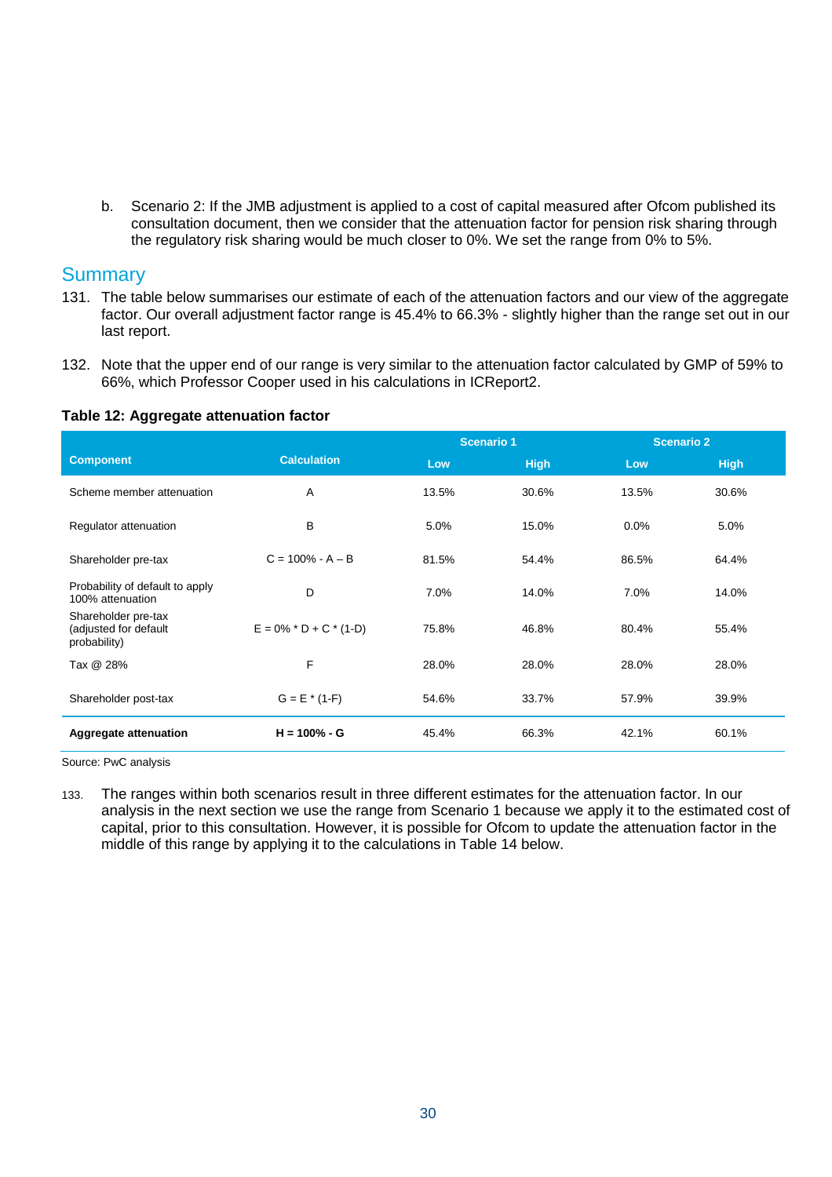b. Scenario 2: If the JMB adjustment is applied to a cost of capital measured after Ofcom published its consultation document, then we consider that the attenuation factor for pension risk sharing through the regulatory risk sharing would be much closer to 0%. We set the range from 0% to 5%.

## Summary

131. The table below summarises our estimate of each of the attenuation factors and our view of the aggregate factor. Our overall adjustment factor range is 45.4% to 66.3% - slightly higher than the range set out in our last report.

132. Note that the upper end of our range is very similar to the attenuation factor calculated by GMP of 59% to 66%, which Professor Cooper used in his calculations in ICReport2.

**Table 12: Aggregate attenuation factor**

| Component | Calculation | Scenario 1 | | Scenario 2 | |
|---|---|---|---|---|---|
| | | Low | High | Low | High |
| Scheme member attenuation | A | 13.5% | 30.6% | 13.5% | 30.6% |
| Regulator attenuation | B | 5.0% | 15.0% | 0.0% | 5.0% |
| Shareholder pre-tax | C = 100% - A – B | 81.5% | 54.4% | 86.5% | 64.4% |
| Probability of default to apply 100% attenuation | D | 7.0% | 14.0% | 7.0% | 14.0% |
| Shareholder pre-tax (adjusted for default probability) | E = 0% * D + C * (1-D) | 75.8% | 46.8% | 80.4% | 55.4% |
| Tax @ 28% | F | 28.0% | 28.0% | 28.0% | 28.0% |
| Shareholder post-tax | G = E * (1-F) | 54.6% | 33.7% | 57.9% | 39.9% |
| **Aggregate attenuation** | **H = 100% - G** | 45.4% | 66.3% | 42.1% | 60.1% |

Source: PwC analysis

133. The ranges within both scenarios result in three different estimates for the attenuation factor. In our analysis in the next section we use the range from Scenario 1 because we apply it to the estimated cost of capital, prior to this consultation. However, it is possible for Ofcom to update the attenuation factor in the middle of this range by applying it to the calculations in Table 14 below.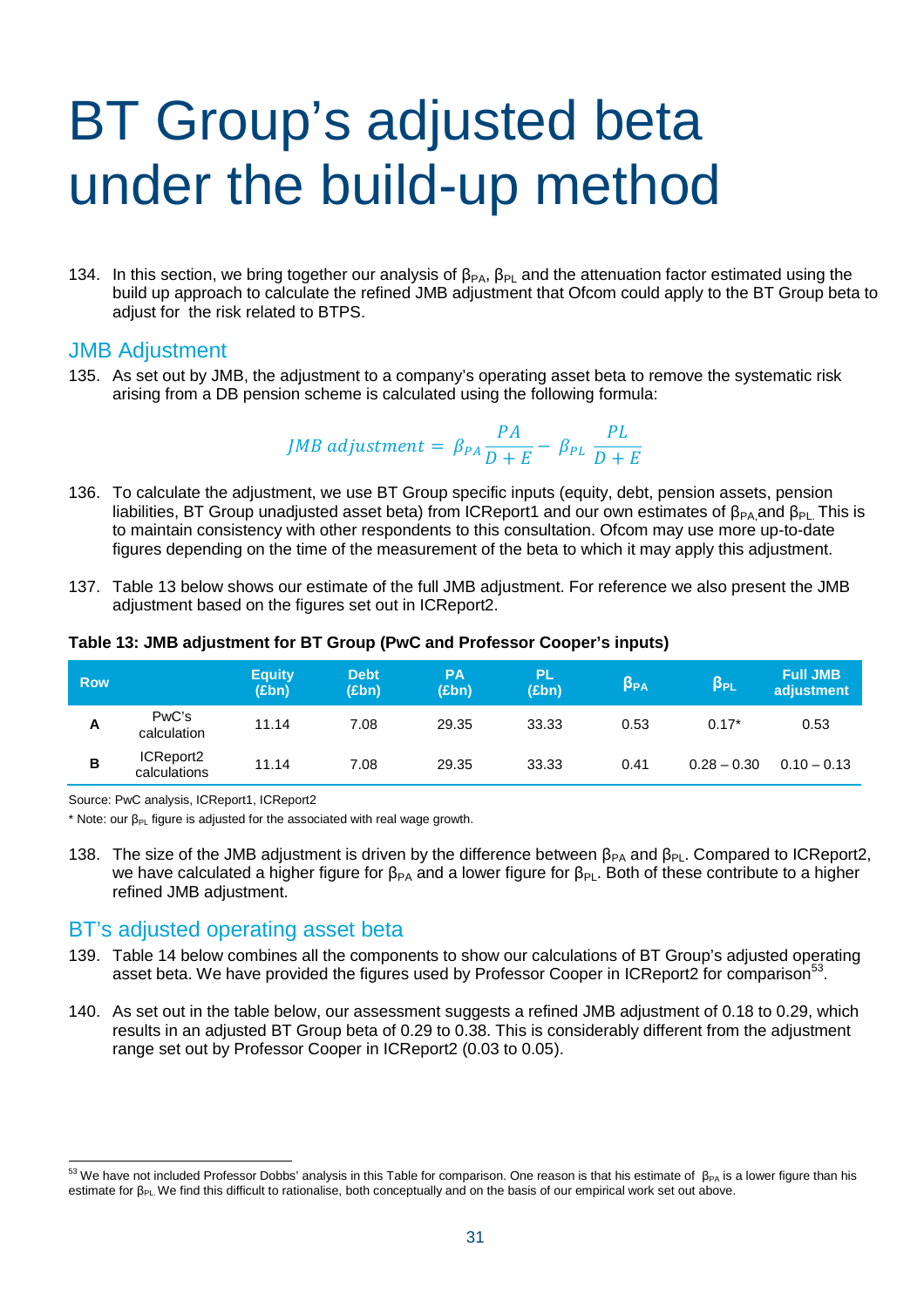# BT Group's adjusted beta under the build-up method

134. In this section, we bring together our analysis of $\beta_{PA}$, $\beta_{PL}$ and the attenuation factor estimated using the build up approach to calculate the refined JMB adjustment that Ofcom could apply to the BT Group beta to adjust for the risk related to BTPS.

## JMB Adjustment

135. As set out by JMB, the adjustment to a company's operating asset beta to remove the systematic risk arising from a DB pension scheme is calculated using the following formula:

$$JMB\ adjustment = \beta_{PA}\frac{PA}{D+E} - \beta_{PL}\frac{PL}{D+E}$$

136. To calculate the adjustment, we use BT Group specific inputs (equity, debt, pension assets, pension liabilities, BT Group unadjusted asset beta) from ICReport1 and our own estimates of $\beta_{PA}$ and $\beta_{PL}$. This is to maintain consistency with other respondents to this consultation. Ofcom may use more up-to-date figures depending on the time of the measurement of the beta to which it may apply this adjustment.

137. Table 13 below shows our estimate of the full JMB adjustment. For reference we also present the JMB adjustment based on the figures set out in ICReport2.

**Table 13: JMB adjustment for BT Group (PwC and Professor Cooper's inputs)**

| Row | | Equity (£bn) | Debt (£bn) | PA (£bn) | PL (£bn) | $\beta_{PA}$ | $\beta_{PL}$ | Full JMB adjustment |
|---|---|---|---|---|---|---|---|---|
| A | PwC's calculation | 11.14 | 7.08 | 29.35 | 33.33 | 0.53 | 0.17* | 0.53 |
| B | ICReport2 calculations | 11.14 | 7.08 | 29.35 | 33.33 | 0.41 | 0.28 – 0.30 | 0.10 – 0.13 |

Source: PwC analysis, ICReport1, ICReport2

* Note: our $\beta_{PL}$ figure is adjusted for the associated with real wage growth.

138. The size of the JMB adjustment is driven by the difference between $\beta_{PA}$ and $\beta_{PL}$. Compared to ICReport2, we have calculated a higher figure for $\beta_{PA}$ and a lower figure for $\beta_{PL}$. Both of these contribute to a higher refined JMB adjustment.

## BT's adjusted operating asset beta

139. Table 14 below combines all the components to show our calculations of BT Group's adjusted operating asset beta. We have provided the figures used by Professor Cooper in ICReport2 for comparison[53].

140. As set out in the table below, our assessment suggests a refined JMB adjustment of 0.18 to 0.29, which results in an adjusted BT Group beta of 0.29 to 0.38. This is considerably different from the adjustment range set out by Professor Cooper in ICReport2 (0.03 to 0.05).

[53] We have not included Professor Dobbs' analysis in this Table for comparison. One reason is that his estimate of $\beta_{PA}$ is a lower figure than his estimate for $\beta_{PL}$. We find this difficult to rationalise, both conceptually and on the basis of our empirical work set out above.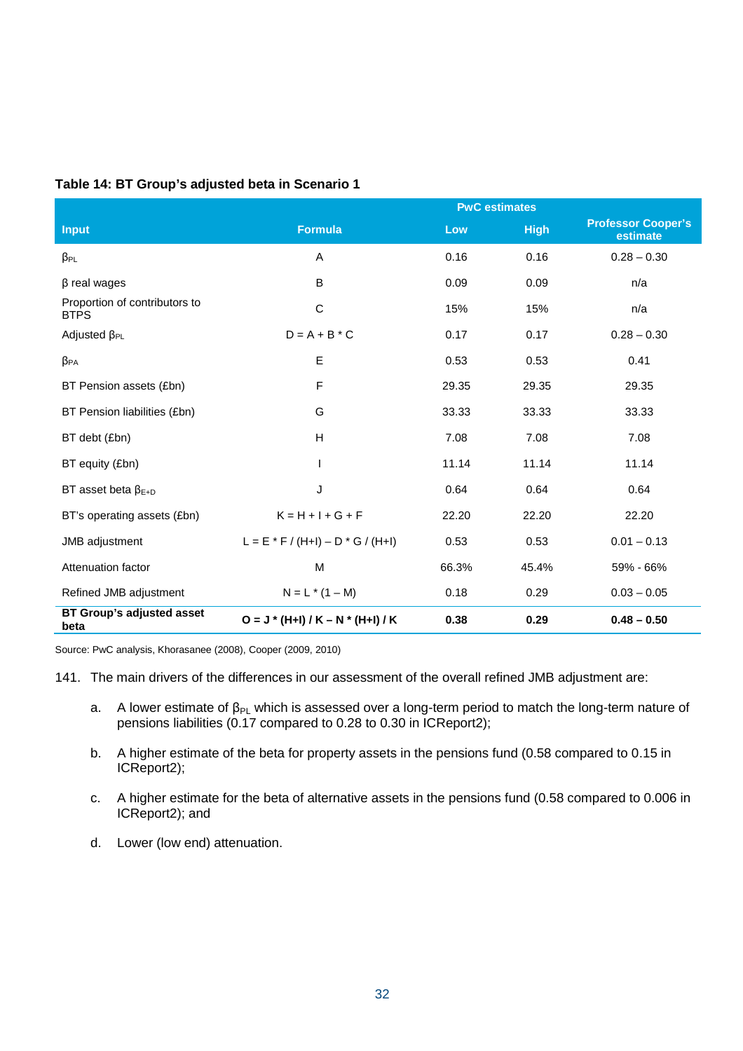**Table 14: BT Group's adjusted beta in Scenario 1**

| Input | Formula | PwC estimates | | Professor Cooper's estimate |
|---|---|---|---|---|
| | | Low | High | |
| $\beta_{PL}$ | A | 0.16 | 0.16 | 0.28 – 0.30 |
| β real wages | B | 0.09 | 0.09 | n/a |
| Proportion of contributors to BTPS | C | 15% | 15% | n/a |
| Adjusted $\beta_{PL}$ | D = A + B * C | 0.17 | 0.17 | 0.28 – 0.30 |
| $\beta_{PA}$ | E | 0.53 | 0.53 | 0.41 |
| BT Pension assets (£bn) | F | 29.35 | 29.35 | 29.35 |
| BT Pension liabilities (£bn) | G | 33.33 | 33.33 | 33.33 |
| BT debt (£bn) | H | 7.08 | 7.08 | 7.08 |
| BT equity (£bn) | I | 11.14 | 11.14 | 11.14 |
| BT asset beta $\beta_{E+D}$ | J | 0.64 | 0.64 | 0.64 |
| BT's operating assets (£bn) | K = H + I + G + F | 22.20 | 22.20 | 22.20 |
| JMB adjustment | L = E * F / (H+I) – D * G / (H+I) | 0.53 | 0.53 | 0.01 – 0.13 |
| Attenuation factor | M | 66.3% | 45.4% | 59% - 66% |
| Refined JMB adjustment | N = L * (1 – M) | 0.18 | 0.29 | 0.03 – 0.05 |
| **BT Group's adjusted asset beta** | **O = J * (H+I) / K – N * (H+I) / K** | **0.38** | **0.29** | **0.48 – 0.50** |

Source: PwC analysis, Khorasanee (2008), Cooper (2009, 2010)

141. The main drivers of the differences in our assessment of the overall refined JMB adjustment are:

   a. A lower estimate of $\beta_{PL}$ which is assessed over a long-term period to match the long-term nature of pensions liabilities (0.17 compared to 0.28 to 0.30 in ICReport2);

   b. A higher estimate of the beta for property assets in the pensions fund (0.58 compared to 0.15 in ICReport2);

   c. A higher estimate for the beta of alternative assets in the pensions fund (0.58 compared to 0.006 in ICReport2); and

   d. Lower (low end) attenuation.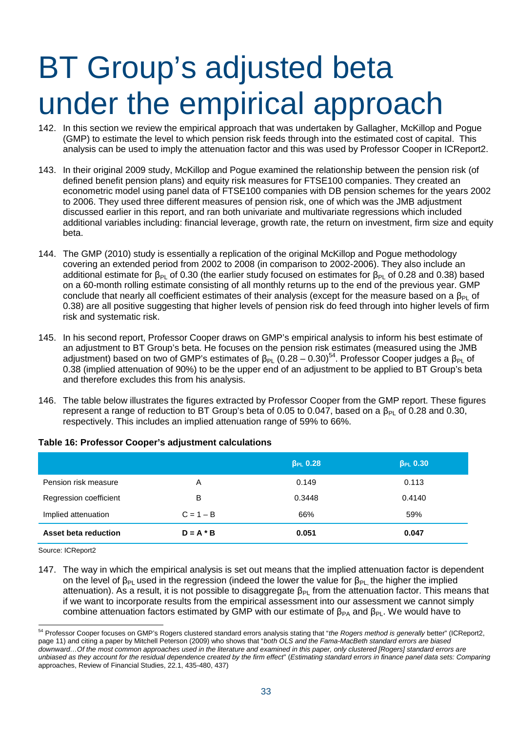# BT Group's adjusted beta under the empirical approach

142. In this section we review the empirical approach that was undertaken by Gallagher, McKillop and Pogue (GMP) to estimate the level to which pension risk feeds through into the estimated cost of capital. This analysis can be used to imply the attenuation factor and this was used by Professor Cooper in ICReport2.

143. In their original 2009 study, McKillop and Pogue examined the relationship between the pension risk (of defined benefit pension plans) and equity risk measures for FTSE100 companies. They created an econometric model using panel data of FTSE100 companies with DB pension schemes for the years 2002 to 2006. They used three different measures of pension risk, one of which was the JMB adjustment discussed earlier in this report, and ran both univariate and multivariate regressions which included additional variables including: financial leverage, growth rate, the return on investment, firm size and equity beta.

144. The GMP (2010) study is essentially a replication of the original McKillop and Pogue methodology covering an extended period from 2002 to 2008 (in comparison to 2002-2006). They also include an additional estimate for $\beta_{PL}$ of 0.30 (the earlier study focused on estimates for $\beta_{PL}$ of 0.28 and 0.38) based on a 60-month rolling estimate consisting of all monthly returns up to the end of the previous year. GMP conclude that nearly all coefficient estimates of their analysis (except for the measure based on a $\beta_{PL}$ of 0.38) are all positive suggesting that higher levels of pension risk do feed through into higher levels of firm risk and systematic risk.

145. In his second report, Professor Cooper draws on GMP's empirical analysis to inform his best estimate of an adjustment to BT Group's beta. He focuses on the pension risk estimates (measured using the JMB adjustment) based on two of GMP's estimates of $\beta_{PL}$ (0.28 – 0.30)[54]. Professor Cooper judges a $\beta_{PL}$ of 0.38 (implied attenuation of 90%) to be the upper end of an adjustment to be applied to BT Group's beta and therefore excludes this from his analysis.

146. The table below illustrates the figures extracted by Professor Cooper from the GMP report. These figures represent a range of reduction to BT Group's beta of 0.05 to 0.047, based on a $\beta_{PL}$ of 0.28 and 0.30, respectively. This includes an implied attenuation range of 59% to 66%.

**Table 16: Professor Cooper's adjustment calculations**

| | | $\beta_{PL}$ 0.28 | $\beta_{PL}$ 0.30 |
|---|---|---|---|
| Pension risk measure | A | 0.149 | 0.113 |
| Regression coefficient | B | 0.3448 | 0.4140 |
| Implied attenuation | C = 1 – B | 66% | 59% |
| **Asset beta reduction** | **D = A * B** | **0.051** | **0.047** |

Source: ICReport2

147. The way in which the empirical analysis is set out means that the implied attenuation factor is dependent on the level of $\beta_{PL}$ used in the regression (indeed the lower the value for $\beta_{PL}$ the higher the implied attenuation). As a result, it is not possible to disaggregate $\beta_{PL}$ from the attenuation factor. This means that if we want to incorporate results from the empirical assessment into our assessment we cannot simply combine attenuation factors estimated by GMP with our estimate of $\beta_{PA}$ and $\beta_{PL}$. We would have to

---

[54] Professor Cooper focuses on GMP's Rogers clustered standard errors analysis stating that "*the Rogers method is generally* better" (ICReport2, page 11) and citing a paper by Mitchell Peterson (2009) who shows that "*both OLS and the Fama-MacBeth standard errors are biased downward…Of the most common approaches used in the literature and examined in this paper, only clustered [Rogers] standard errors are unbiased as they account for the residual dependence created by the firm effect*" (*Estimating standard errors in finance panel data sets: Comparing* approaches, Review of Financial Studies, 22.1, 435-480, 437)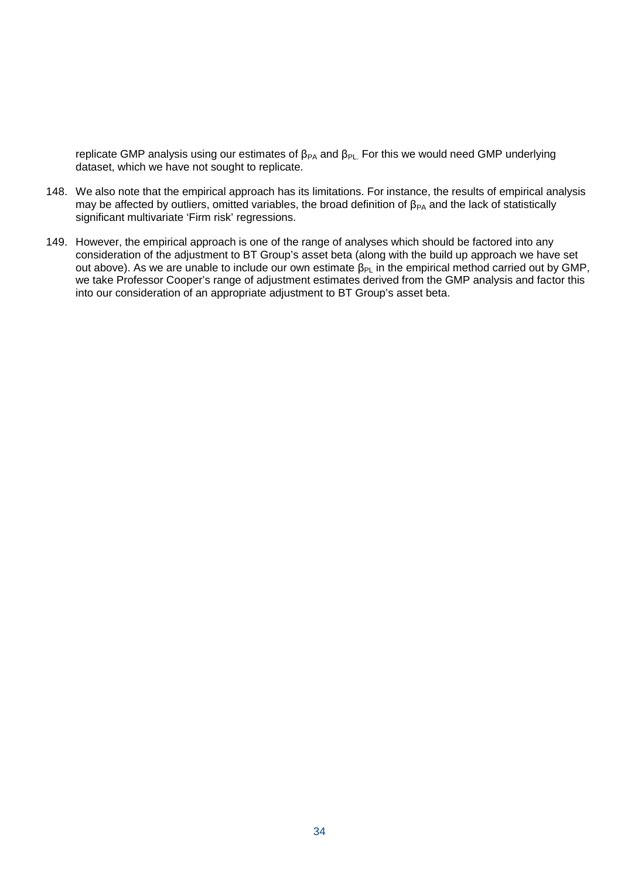replicate GMP analysis using our estimates of $\beta_{PA}$ and $\beta_{PL.}$ For this we would need GMP underlying dataset, which we have not sought to replicate.

148. We also note that the empirical approach has its limitations. For instance, the results of empirical analysis may be affected by outliers, omitted variables, the broad definition of $\beta_{PA}$ and the lack of statistically significant multivariate 'Firm risk' regressions.

149. However, the empirical approach is one of the range of analyses which should be factored into any consideration of the adjustment to BT Group's asset beta (along with the build up approach we have set out above). As we are unable to include our own estimate $\beta_{PL}$ in the empirical method carried out by GMP, we take Professor Cooper's range of adjustment estimates derived from the GMP analysis and factor this into our consideration of an appropriate adjustment to BT Group's asset beta.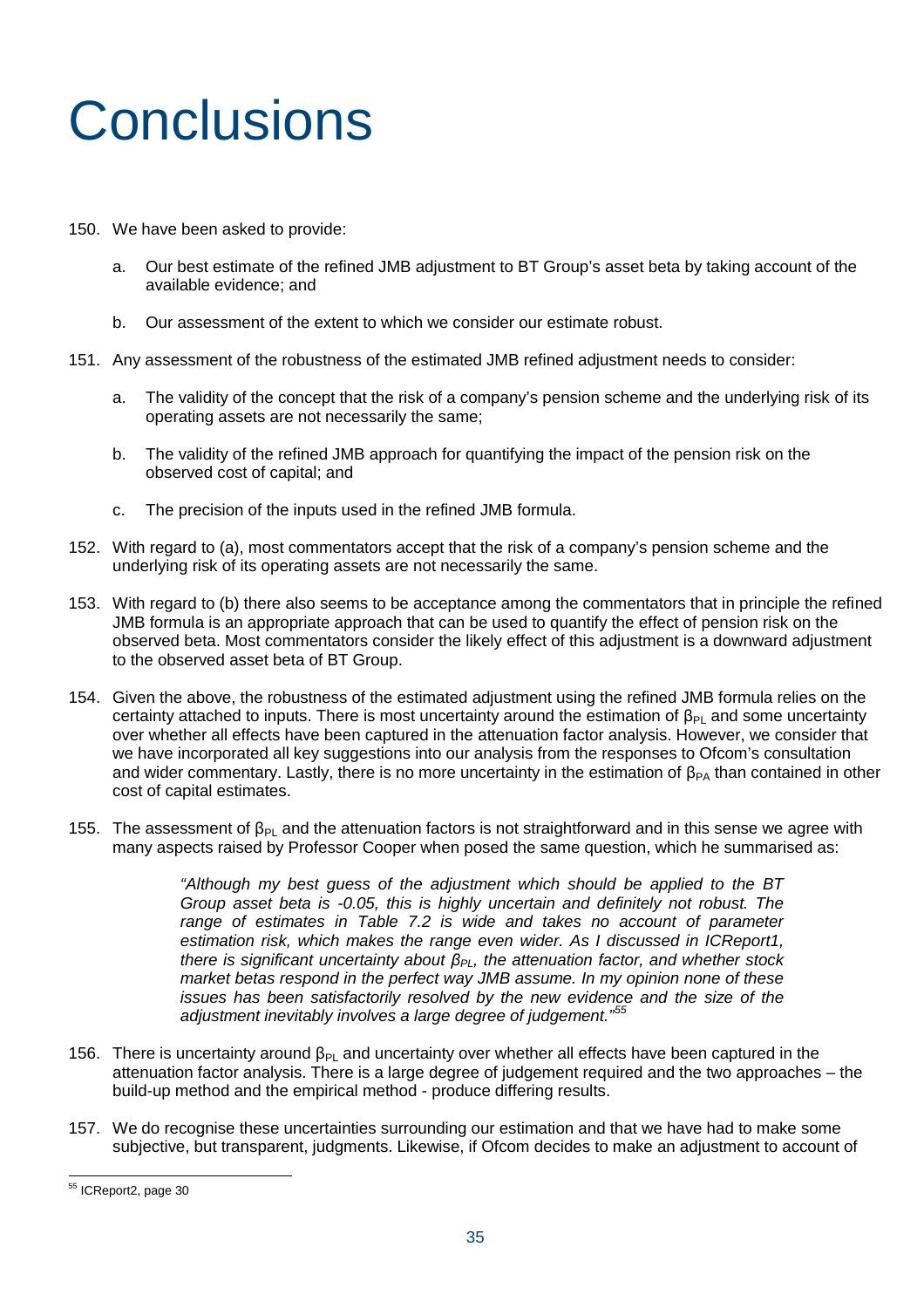# Conclusions

150. We have been asked to provide:

   a. Our best estimate of the refined JMB adjustment to BT Group's asset beta by taking account of the available evidence; and

   b. Our assessment of the extent to which we consider our estimate robust.

151. Any assessment of the robustness of the estimated JMB refined adjustment needs to consider:

   a. The validity of the concept that the risk of a company's pension scheme and the underlying risk of its operating assets are not necessarily the same;

   b. The validity of the refined JMB approach for quantifying the impact of the pension risk on the observed cost of capital; and

   c. The precision of the inputs used in the refined JMB formula.

152. With regard to (a), most commentators accept that the risk of a company's pension scheme and the underlying risk of its operating assets are not necessarily the same.

153. With regard to (b) there also seems to be acceptance among the commentators that in principle the refined JMB formula is an appropriate approach that can be used to quantify the effect of pension risk on the observed beta. Most commentators consider the likely effect of this adjustment is a downward adjustment to the observed asset beta of BT Group.

154. Given the above, the robustness of the estimated adjustment using the refined JMB formula relies on the certainty attached to inputs. There is most uncertainty around the estimation of $\beta_{PL}$ and some uncertainty over whether all effects have been captured in the attenuation factor analysis. However, we consider that we have incorporated all key suggestions into our analysis from the responses to Ofcom's consultation and wider commentary. Lastly, there is no more uncertainty in the estimation of $\beta_{PA}$ than contained in other cost of capital estimates.

155. The assessment of $\beta_{PL}$ and the attenuation factors is not straightforward and in this sense we agree with many aspects raised by Professor Cooper when posed the same question, which he summarised as:

> *"Although my best guess of the adjustment which should be applied to the BT Group asset beta is -0.05, this is highly uncertain and definitely not robust. The range of estimates in Table 7.2 is wide and takes no account of parameter estimation risk, which makes the range even wider. As I discussed in ICReport1, there is significant uncertainty about $\beta_{PL}$, the attenuation factor, and whether stock market betas respond in the perfect way JMB assume. In my opinion none of these issues has been satisfactorily resolved by the new evidence and the size of the adjustment inevitably involves a large degree of judgement."*[55]

156. There is uncertainty around $\beta_{PL}$ and uncertainty over whether all effects have been captured in the attenuation factor analysis. There is a large degree of judgement required and the two approaches – the build-up method and the empirical method - produce differing results.

157. We do recognise these uncertainties surrounding our estimation and that we have had to make some subjective, but transparent, judgments. Likewise, if Ofcom decides to make an adjustment to account of

[55] ICReport2, page 30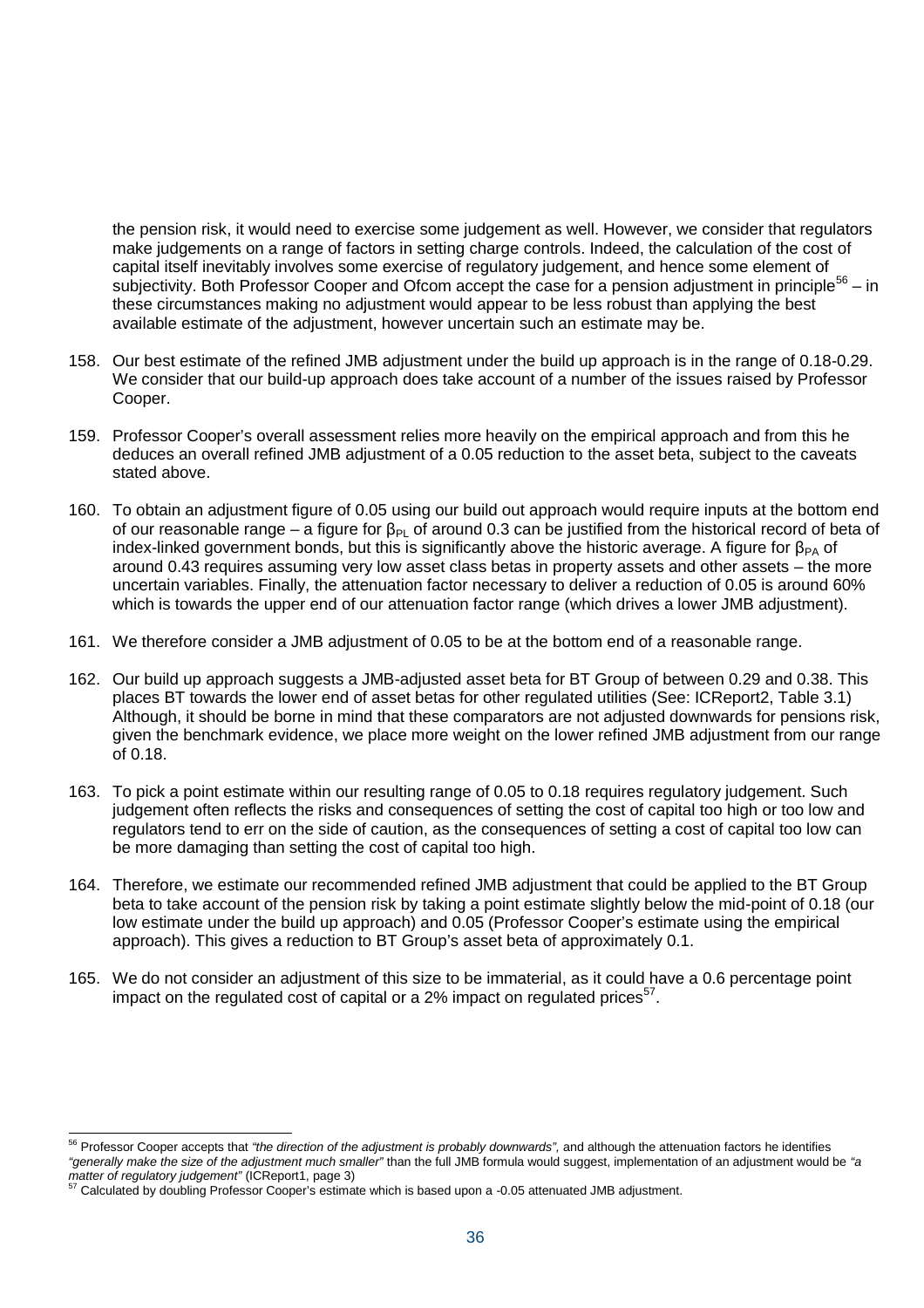the pension risk, it would need to exercise some judgement as well. However, we consider that regulators make judgements on a range of factors in setting charge controls. Indeed, the calculation of the cost of capital itself inevitably involves some exercise of regulatory judgement, and hence some element of subjectivity. Both Professor Cooper and Ofcom accept the case for a pension adjustment in principle[56] – in these circumstances making no adjustment would appear to be less robust than applying the best available estimate of the adjustment, however uncertain such an estimate may be.

158. Our best estimate of the refined JMB adjustment under the build up approach is in the range of 0.18-0.29. We consider that our build-up approach does take account of a number of the issues raised by Professor Cooper.

159. Professor Cooper's overall assessment relies more heavily on the empirical approach and from this he deduces an overall refined JMB adjustment of a 0.05 reduction to the asset beta, subject to the caveats stated above.

160. To obtain an adjustment figure of 0.05 using our build out approach would require inputs at the bottom end of our reasonable range – a figure for $\beta_{PL}$ of around 0.3 can be justified from the historical record of beta of index-linked government bonds, but this is significantly above the historic average. A figure for $\beta_{PA}$ of around 0.43 requires assuming very low asset class betas in property assets and other assets – the more uncertain variables. Finally, the attenuation factor necessary to deliver a reduction of 0.05 is around 60% which is towards the upper end of our attenuation factor range (which drives a lower JMB adjustment).

161. We therefore consider a JMB adjustment of 0.05 to be at the bottom end of a reasonable range.

162. Our build up approach suggests a JMB-adjusted asset beta for BT Group of between 0.29 and 0.38. This places BT towards the lower end of asset betas for other regulated utilities (See: ICReport2, Table 3.1) Although, it should be borne in mind that these comparators are not adjusted downwards for pensions risk, given the benchmark evidence, we place more weight on the lower refined JMB adjustment from our range of 0.18.

163. To pick a point estimate within our resulting range of 0.05 to 0.18 requires regulatory judgement. Such judgement often reflects the risks and consequences of setting the cost of capital too high or too low and regulators tend to err on the side of caution, as the consequences of setting a cost of capital too low can be more damaging than setting the cost of capital too high.

164. Therefore, we estimate our recommended refined JMB adjustment that could be applied to the BT Group beta to take account of the pension risk by taking a point estimate slightly below the mid-point of 0.18 (our low estimate under the build up approach) and 0.05 (Professor Cooper's estimate using the empirical approach). This gives a reduction to BT Group's asset beta of approximately 0.1.

165. We do not consider an adjustment of this size to be immaterial, as it could have a 0.6 percentage point impact on the regulated cost of capital or a 2% impact on regulated prices[57].

---

[56] Professor Cooper accepts that *"the direction of the adjustment is probably downwards",* and although the attenuation factors he identifies *"generally make the size of the adjustment much smaller"* than the full JMB formula would suggest, implementation of an adjustment would be *"a matter of regulatory judgement"* (ICReport1, page 3)

[57] Calculated by doubling Professor Cooper's estimate which is based upon a -0.05 attenuated JMB adjustment.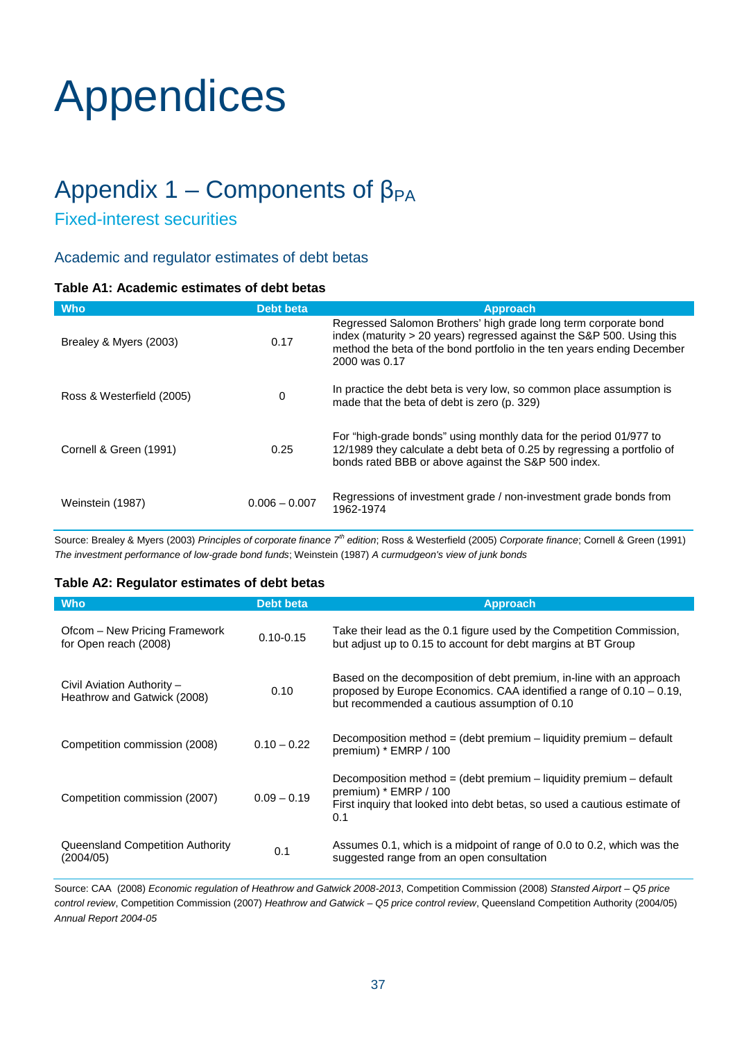# Appendices

## Appendix 1 – Components of $\beta_{PA}$

### Fixed-interest securities

#### Academic and regulator estimates of debt betas

**Table A1: Academic estimates of debt betas**

| Who | Debt beta | Approach |
|---|---|---|
| Brealey & Myers (2003) | 0.17 | Regressed Salomon Brothers' high grade long term corporate bond index (maturity > 20 years) regressed against the S&P 500. Using this method the beta of the bond portfolio in the ten years ending December 2000 was 0.17 |
| Ross & Westerfield (2005) | 0 | In practice the debt beta is very low, so common place assumption is made that the beta of debt is zero (p. 329) |
| Cornell & Green (1991) | 0.25 | For "high-grade bonds" using monthly data for the period 01/977 to 12/1989 they calculate a debt beta of 0.25 by regressing a portfolio of bonds rated BBB or above against the S&P 500 index. |
| Weinstein (1987) | 0.006 – 0.007 | Regressions of investment grade / non-investment grade bonds from 1962-1974 |

Source: Brealey & Myers (2003) *Principles of corporate finance 7th edition*; Ross & Westerfield (2005) *Corporate finance*; Cornell & Green (1991) *The investment performance of low-grade bond funds*; Weinstein (1987) *A curmudgeon's view of junk bonds*

**Table A2: Regulator estimates of debt betas**

| Who | Debt beta | Approach |
|---|---|---|
| Ofcom – New Pricing Framework for Open reach (2008) | 0.10-0.15 | Take their lead as the 0.1 figure used by the Competition Commission, but adjust up to 0.15 to account for debt margins at BT Group |
| Civil Aviation Authority – Heathrow and Gatwick (2008) | 0.10 | Based on the decomposition of debt premium, in-line with an approach proposed by Europe Economics. CAA identified a range of 0.10 – 0.19, but recommended a cautious assumption of 0.10 |
| Competition commission (2008) | 0.10 – 0.22 | Decomposition method = (debt premium – liquidity premium – default premium) * EMRP / 100 |
| Competition commission (2007) | 0.09 – 0.19 | Decomposition method = (debt premium – liquidity premium – default premium) * EMRP / 100<br>First inquiry that looked into debt betas, so used a cautious estimate of 0.1 |
| Queensland Competition Authority (2004/05) | 0.1 | Assumes 0.1, which is a midpoint of range of 0.0 to 0.2, which was the suggested range from an open consultation |

Source: CAA (2008) *Economic regulation of Heathrow and Gatwick 2008-2013*, Competition Commission (2008) *Stansted Airport – Q5 price control review*, Competition Commission (2007) *Heathrow and Gatwick – Q5 price control review*, Queensland Competition Authority (2004/05) *Annual Report 2004-05*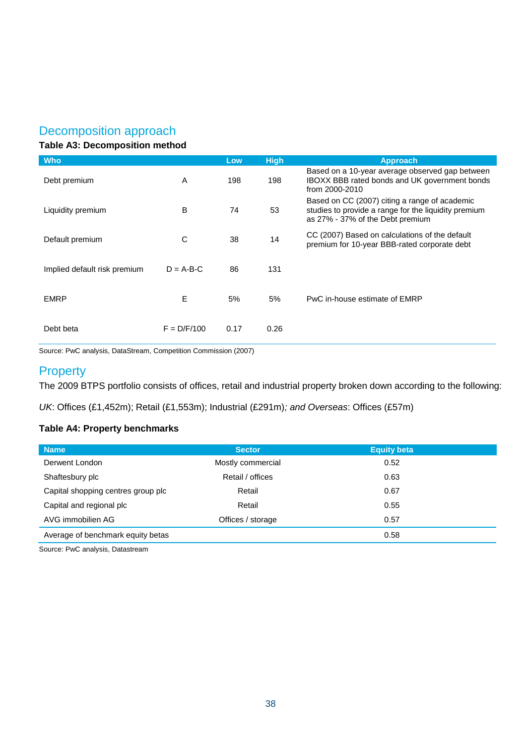## Decomposition approach

**Table A3: Decomposition method**

| Who | | Low | High | Approach |
|---|---|---|---|---|
| Debt premium | A | 198 | 198 | Based on a 10-year average observed gap between IBOXX BBB rated bonds and UK government bonds from 2000-2010 |
| Liquidity premium | B | 74 | 53 | Based on CC (2007) citing a range of academic studies to provide a range for the liquidity premium as 27% - 37% of the Debt premium |
| Default premium | C | 38 | 14 | CC (2007) Based on calculations of the default premium for 10-year BBB-rated corporate debt |
| Implied default risk premium | D = A-B-C | 86 | 131 | |
| EMRP | E | 5% | 5% | PwC in-house estimate of EMRP |
| Debt beta | F = D/F/100 | 0.17 | 0.26 | |

Source: PwC analysis, DataStream, Competition Commission (2007)

## Property

The 2009 BTPS portfolio consists of offices, retail and industrial property broken down according to the following:

*UK*: Offices (£1,452m); Retail (£1,553m); Industrial (£291m)*; and Overseas*: Offices (£57m)

**Table A4: Property benchmarks**

| Name | Sector | Equity beta |
|---|---|---|
| Derwent London | Mostly commercial | 0.52 |
| Shaftesbury plc | Retail / offices | 0.63 |
| Capital shopping centres group plc | Retail | 0.67 |
| Capital and regional plc | Retail | 0.55 |
| AVG immobilien AG | Offices / storage | 0.57 |
| Average of benchmark equity betas | | 0.58 |

Source: PwC analysis, Datastream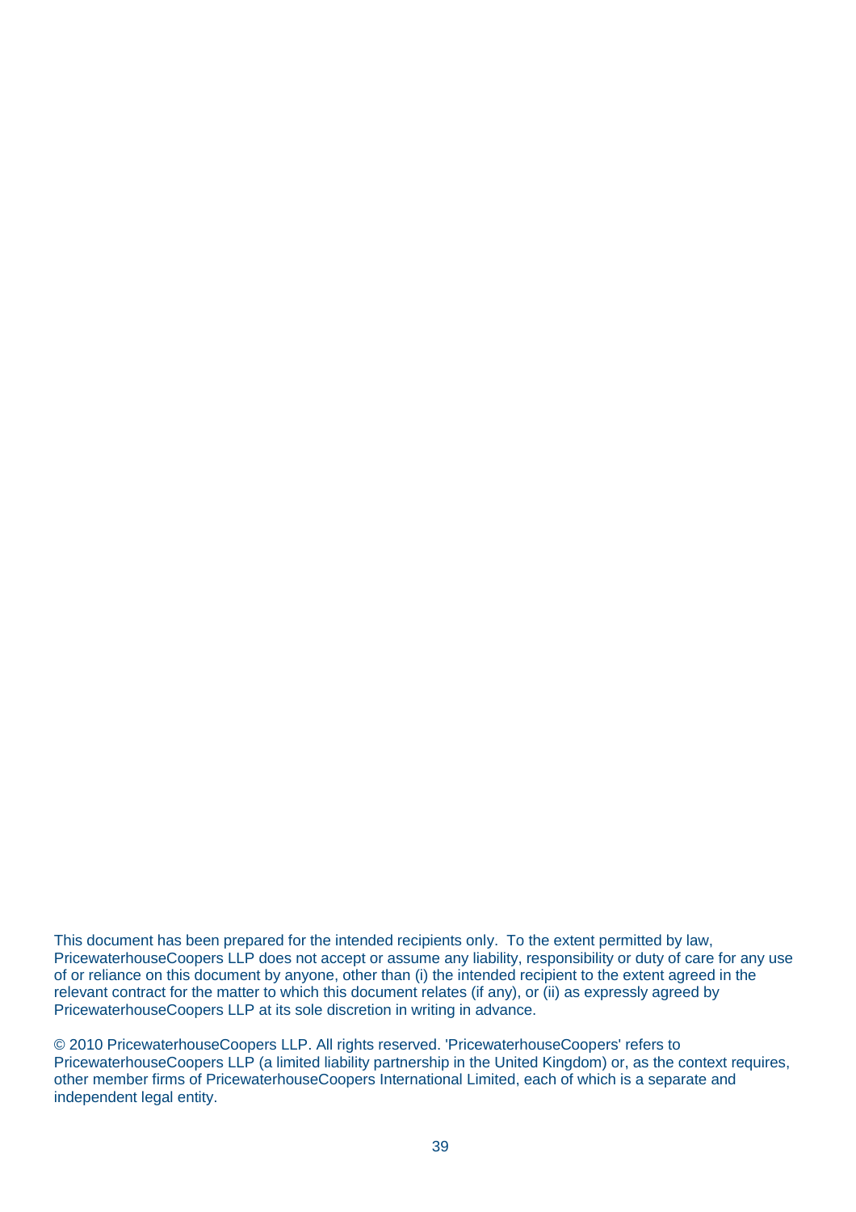This document has been prepared for the intended recipients only. To the extent permitted by law, PricewaterhouseCoopers LLP does not accept or assume any liability, responsibility or duty of care for any use of or reliance on this document by anyone, other than (i) the intended recipient to the extent agreed in the relevant contract for the matter to which this document relates (if any), or (ii) as expressly agreed by PricewaterhouseCoopers LLP at its sole discretion in writing in advance.

© 2010 PricewaterhouseCoopers LLP. All rights reserved. 'PricewaterhouseCoopers' refers to PricewaterhouseCoopers LLP (a limited liability partnership in the United Kingdom) or, as the context requires, other member firms of PricewaterhouseCoopers International Limited, each of which is a separate and independent legal entity.